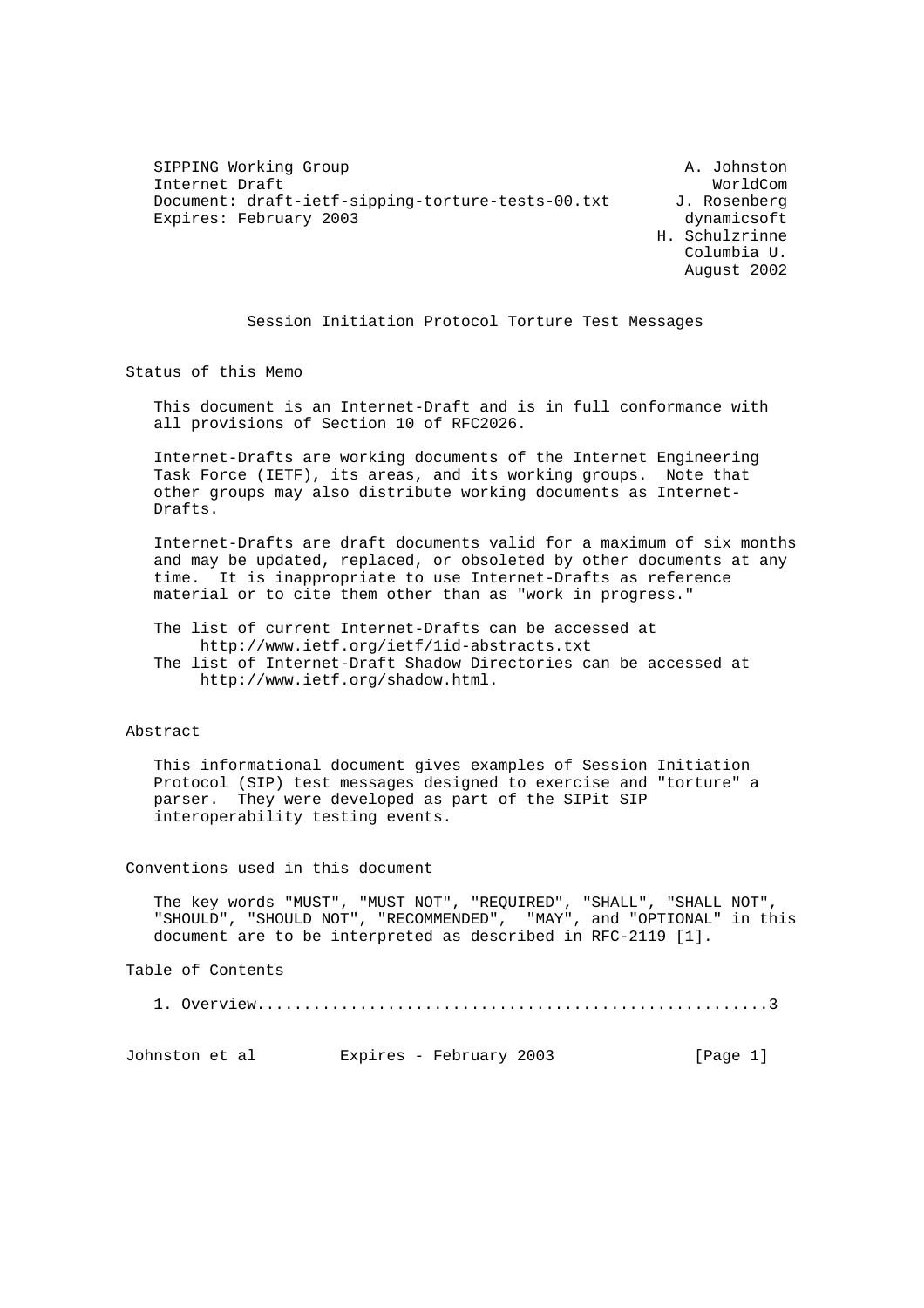SIPPING Working Group                                      A. Johnston
Internet Draft                                                WorldCom
Document: draft-ietf-sipping-torture-tests-00.txt         J. Rosenberg
Expires: February 2003                                      dynamicsoft
                                                        H. Schulzrinne
                                                           Columbia U.
                                                           August 2002

# Session Initiation Protocol Torture Test Messages

## Status of this Memo

This document is an Internet-Draft and is in full conformance with all provisions of Section 10 of RFC2026.

Internet-Drafts are working documents of the Internet Engineering Task Force (IETF), its areas, and its working groups. Note that other groups may also distribute working documents as Internet-Drafts.

Internet-Drafts are draft documents valid for a maximum of six months and may be updated, replaced, or obsoleted by other documents at any time. It is inappropriate to use Internet-Drafts as reference material or to cite them other than as "work in progress."

The list of current Internet-Drafts can be accessed at http://www.ietf.org/ietf/1id-abstracts.txt

The list of Internet-Draft Shadow Directories can be accessed at http://www.ietf.org/shadow.html.

## Abstract

This informational document gives examples of Session Initiation Protocol (SIP) test messages designed to exercise and "torture" a parser. They were developed as part of the SIPit SIP interoperability testing events.

## Conventions used in this document

The key words "MUST", "MUST NOT", "REQUIRED", "SHALL", "SHALL NOT", "SHOULD", "SHOULD NOT", "RECOMMENDED", "MAY", and "OPTIONAL" in this document are to be interpreted as described in RFC-2119 [1].

## Table of Contents

1. Overview......................................................3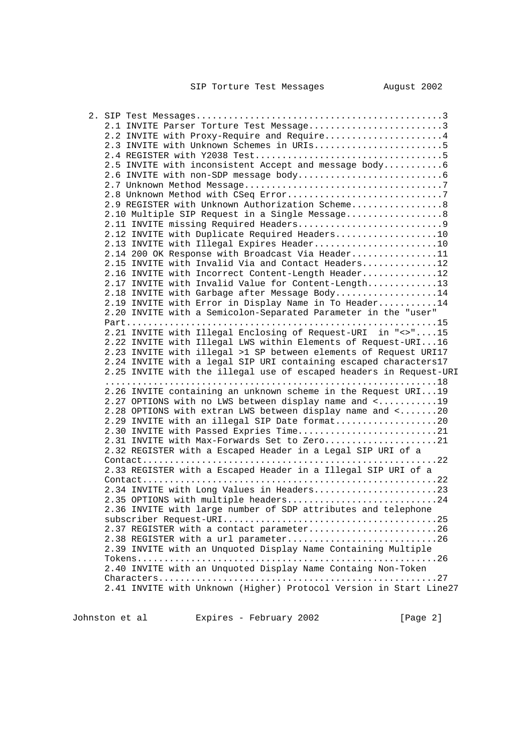2. SIP Test Messages.............................................3
   2.1 INVITE Parser Torture Test Message.........................3
   2.2 INVITE with Proxy-Require and Require......................4
   2.3 INVITE with Unknown Schemes in URIs........................5
   2.4 REGISTER with Y2038 Test...................................5
   2.5 INVITE with inconsistent Accept and message body...........6
   2.6 INVITE with non-SDP message body...........................6
   2.7 Unknown Method Message.....................................7
   2.8 Unknown Method with CSeq Error.............................7
   2.9 REGISTER with Unknown Authorization Scheme.................8
   2.10 Multiple SIP Request in a Single Message..................8
   2.11 INVITE missing Required Headers...........................9
   2.12 INVITE with Duplicate Required Headers...................10
   2.13 INVITE with Illegal Expires Header.......................10
   2.14 200 OK Response with Broadcast Via Header................11
   2.15 INVITE with Invalid Via and Contact Headers..............12
   2.16 INVITE with Incorrect Content-Length Header..............12
   2.17 INVITE with Invalid Value for Content-Length.............13
   2.18 INVITE with Garbage after Message Body...................14
   2.19 INVITE with Error in Display Name in To Header...........14
   2.20 INVITE with a Semicolon-Separated Parameter in the "user" Part........................................................15
   2.21 INVITE with Illegal Enclosing of Request-URI in "<>"....15
   2.22 INVITE with Illegal LWS within Elements of Request-URI...16
   2.23 INVITE with illegal >1 SP between elements of Request URI17
   2.24 INVITE with a legal SIP URI containing escaped characters17
   2.25 INVITE with the illegal use of escaped headers in Request-URI ..............................................................18
   2.26 INVITE containing an unknown scheme in the Request URI...19
   2.27 OPTIONS with no LWS between display name and <...........19
   2.28 OPTIONS with extran LWS between display name and <.......20
   2.29 INVITE with an illegal SIP Date format...................20
   2.30 INVITE with Passed Expries Time..........................21
   2.31 INVITE with Max-Forwards Set to Zero.....................21
   2.32 REGISTER with a Escaped Header in a Legal SIP URI of a Contact.....................................................22
   2.33 REGISTER with a Escaped Header in a Illegal SIP URI of a Contact.....................................................22
   2.34 INVITE with Long Values in Headers.......................23
   2.35 OPTIONS with multiple headers............................24
   2.36 INVITE with large number of SDP attributes and telephone subscriber Request-URI.......................................25
   2.37 REGISTER with a contact parameter........................26
   2.38 REGISTER with a url parameter............................26
   2.39 INVITE with an Unquoted Display Name Containing Multiple Tokens......................................................26
   2.40 INVITE with an Unquoted Display Name Containg Non-Token Characters..................................................27
   2.41 INVITE with Unknown (Higher) Protocol Version in Start Line27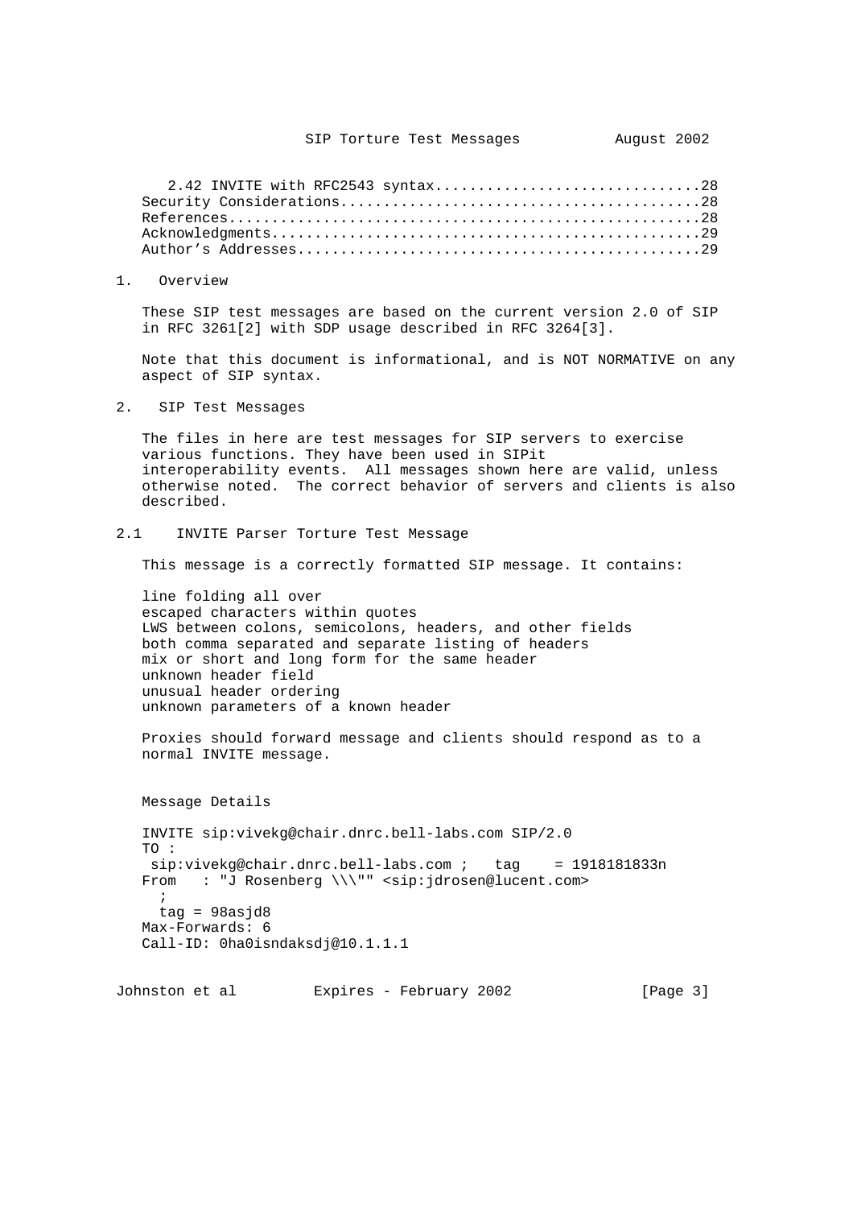2.42 INVITE with RFC2543 syntax..............................28
Security Considerations.........................................28
References......................................................28
Acknowledgments.................................................29
Author's Addresses..............................................29

# 1. Overview

These SIP test messages are based on the current version 2.0 of SIP in RFC 3261[2] with SDP usage described in RFC 3264[3].

Note that this document is informational, and is NOT NORMATIVE on any aspect of SIP syntax.

# 2. SIP Test Messages

The files in here are test messages for SIP servers to exercise various functions. They have been used in SIPit interoperability events. All messages shown here are valid, unless otherwise noted. The correct behavior of servers and clients is also described.

## 2.1 INVITE Parser Torture Test Message

This message is a correctly formatted SIP message. It contains:

line folding all over
escaped characters within quotes
LWS between colons, semicolons, headers, and other fields
both comma separated and separate listing of headers
mix or short and long form for the same header
unknown header field
unusual header ordering
unknown parameters of a known header

Proxies should forward message and clients should respond as to a normal INVITE message.

Message Details

```
INVITE sip:vivekg@chair.dnrc.bell-labs.com SIP/2.0
TO :
 sip:vivekg@chair.dnrc.bell-labs.com ;   tag    = 1918181833n
From   : "J Rosenberg \\\"" <sip:jdrosen@lucent.com>
  ;
  tag = 98asjd8
Max-Forwards: 6
Call-ID: 0ha0isndaksdj@10.1.1.1
```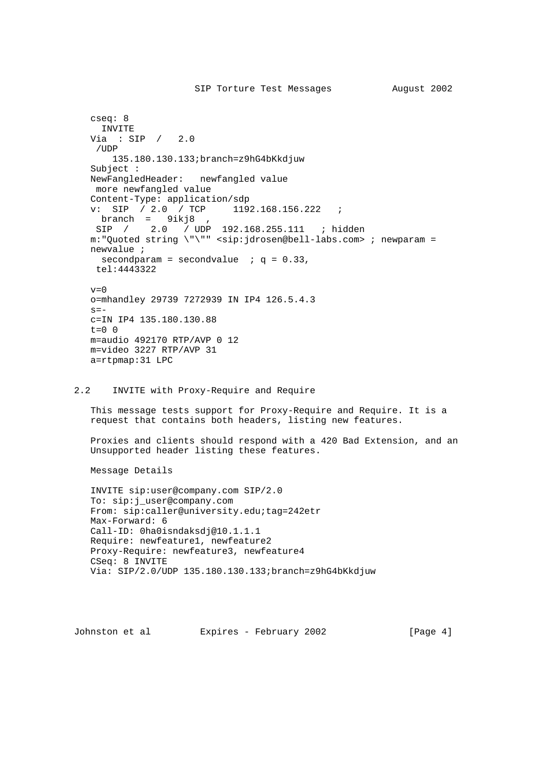```
cseq: 8
  INVITE
Via  : SIP  /   2.0
 /UDP
    135.180.130.133;branch=z9hG4bKkdjuw
Subject :
NewFangledHeader:   newfangled value
 more newfangled value
Content-Type: application/sdp
v:  SIP  / 2.0  / TCP     1192.168.156.222   ;
  branch  =   9ikj8  ,
 SIP  /    2.0   / UDP  192.168.255.111   ; hidden
m:"Quoted string \"\"" <sip:jdrosen@bell-labs.com> ; newparam =
newvalue ;
  secondparam = secondvalue  ; q = 0.33,
 tel:4443322

v=0
o=mhandley 29739 7272939 IN IP4 126.5.4.3
s=-
c=IN IP4 135.180.130.88
t=0 0
m=audio 492170 RTP/AVP 0 12
m=video 3227 RTP/AVP 31
a=rtpmap:31 LPC
```

## 2.2 INVITE with Proxy-Require and Require

This message tests support for Proxy-Require and Require. It is a request that contains both headers, listing new features.

Proxies and clients should respond with a 420 Bad Extension, and an Unsupported header listing these features.

Message Details

```
INVITE sip:user@company.com SIP/2.0
To: sip:j_user@company.com
From: sip:caller@university.edu;tag=242etr
Max-Forward: 6
Call-ID: 0ha0isndaksdj@10.1.1.1
Require: newfeature1, newfeature2
Proxy-Require: newfeature3, newfeature4
CSeq: 8 INVITE
Via: SIP/2.0/UDP 135.180.130.133;branch=z9hG4bKkdjuw
```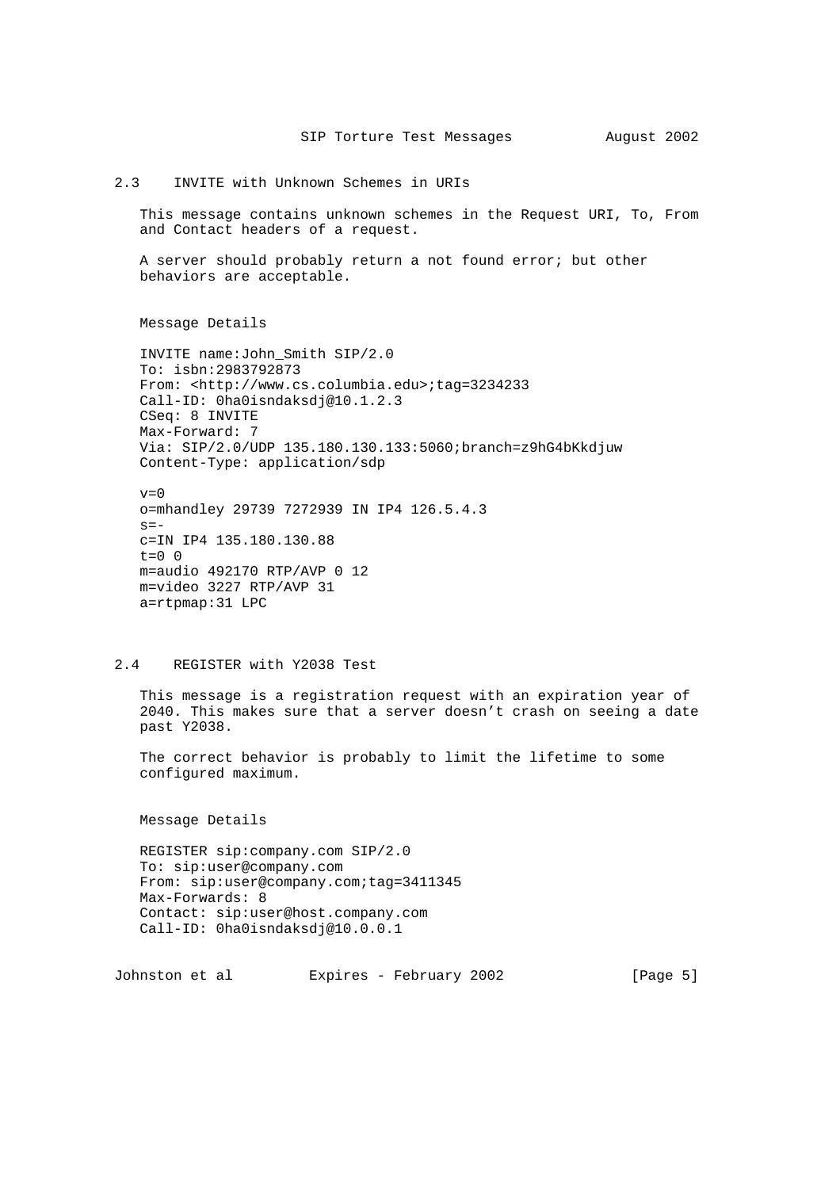## 2.3 INVITE with Unknown Schemes in URIs

This message contains unknown schemes in the Request URI, To, From and Contact headers of a request.

A server should probably return a not found error; but other behaviors are acceptable.

Message Details

```
INVITE name:John_Smith SIP/2.0
To: isbn:2983792873
From: <http://www.cs.columbia.edu>;tag=3234233
Call-ID: 0ha0isndaksdj@10.1.2.3
CSeq: 8 INVITE
Max-Forward: 7
Via: SIP/2.0/UDP 135.180.130.133:5060;branch=z9hG4bKkdjuw
Content-Type: application/sdp

v=0
o=mhandley 29739 7272939 IN IP4 126.5.4.3
s=-
c=IN IP4 135.180.130.88
t=0 0
m=audio 492170 RTP/AVP 0 12
m=video 3227 RTP/AVP 31
a=rtpmap:31 LPC
```

## 2.4 REGISTER with Y2038 Test

This message is a registration request with an expiration year of 2040. This makes sure that a server doesn't crash on seeing a date past Y2038.

The correct behavior is probably to limit the lifetime to some configured maximum.

Message Details

```
REGISTER sip:company.com SIP/2.0
To: sip:user@company.com
From: sip:user@company.com;tag=3411345
Max-Forwards: 8
Contact: sip:user@host.company.com
Call-ID: 0ha0isndaksdj@10.0.0.1
```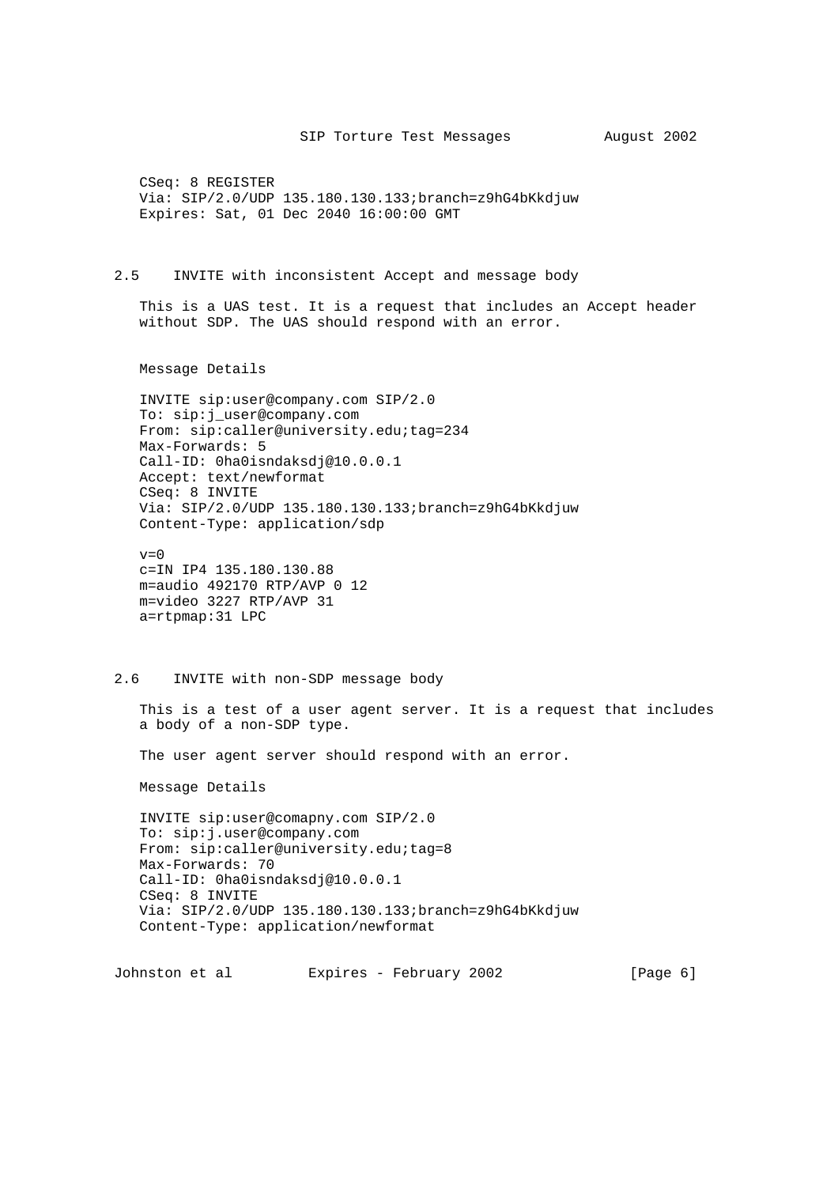```
CSeq: 8 REGISTER
Via: SIP/2.0/UDP 135.180.130.133;branch=z9hG4bKkdjuw
Expires: Sat, 01 Dec 2040 16:00:00 GMT
```

## 2.5 INVITE with inconsistent Accept and message body

This is a UAS test. It is a request that includes an Accept header without SDP. The UAS should respond with an error.

Message Details

```
INVITE sip:user@company.com SIP/2.0
To: sip:j_user@company.com
From: sip:caller@university.edu;tag=234
Max-Forwards: 5
Call-ID: 0ha0isndaksdj@10.0.0.1
Accept: text/newformat
CSeq: 8 INVITE
Via: SIP/2.0/UDP 135.180.130.133;branch=z9hG4bKkdjuw
Content-Type: application/sdp

v=0
c=IN IP4 135.180.130.88
m=audio 492170 RTP/AVP 0 12
m=video 3227 RTP/AVP 31
a=rtpmap:31 LPC
```

## 2.6 INVITE with non-SDP message body

This is a test of a user agent server. It is a request that includes a body of a non-SDP type.

The user agent server should respond with an error.

Message Details

```
INVITE sip:user@comapny.com SIP/2.0
To: sip:j.user@company.com
From: sip:caller@university.edu;tag=8
Max-Forwards: 70
Call-ID: 0ha0isndaksdj@10.0.0.1
CSeq: 8 INVITE
Via: SIP/2.0/UDP 135.180.130.133;branch=z9hG4bKkdjuw
Content-Type: application/newformat
```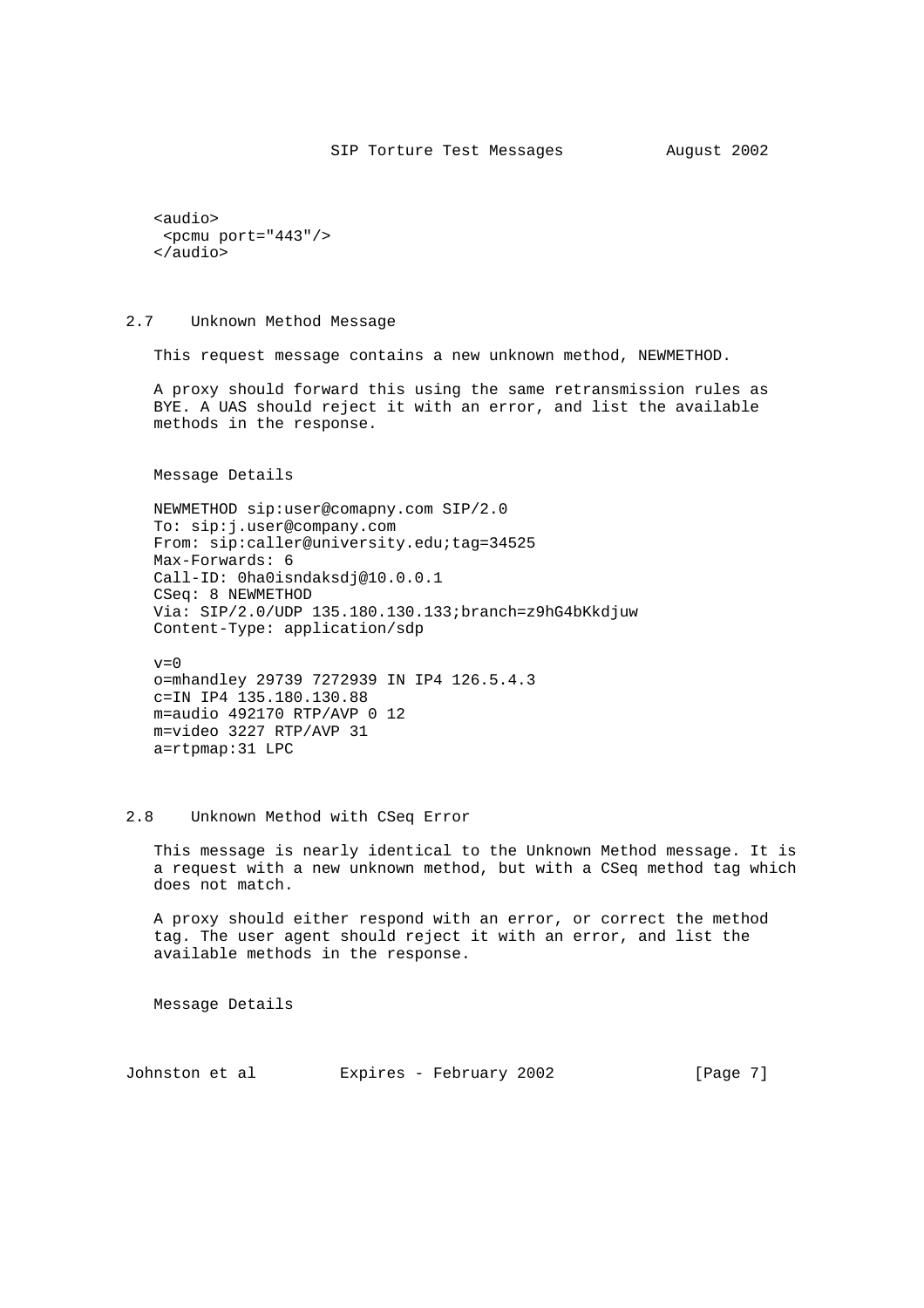```
<audio>
 <pcmu port="443"/>
</audio>
```

## 2.7 Unknown Method Message

This request message contains a new unknown method, NEWMETHOD.

A proxy should forward this using the same retransmission rules as BYE. A UAS should reject it with an error, and list the available methods in the response.

Message Details

```
NEWMETHOD sip:user@comapny.com SIP/2.0
To: sip:j.user@company.com
From: sip:caller@university.edu;tag=34525
Max-Forwards: 6
Call-ID: 0ha0isndaksdj@10.0.0.1
CSeq: 8 NEWMETHOD
Via: SIP/2.0/UDP 135.180.130.133;branch=z9hG4bKkdjuw
Content-Type: application/sdp

v=0
o=mhandley 29739 7272939 IN IP4 126.5.4.3
c=IN IP4 135.180.130.88
m=audio 492170 RTP/AVP 0 12
m=video 3227 RTP/AVP 31
a=rtpmap:31 LPC
```

## 2.8 Unknown Method with CSeq Error

This message is nearly identical to the Unknown Method message. It is a request with a new unknown method, but with a CSeq method tag which does not match.

A proxy should either respond with an error, or correct the method tag. The user agent should reject it with an error, and list the available methods in the response.

Message Details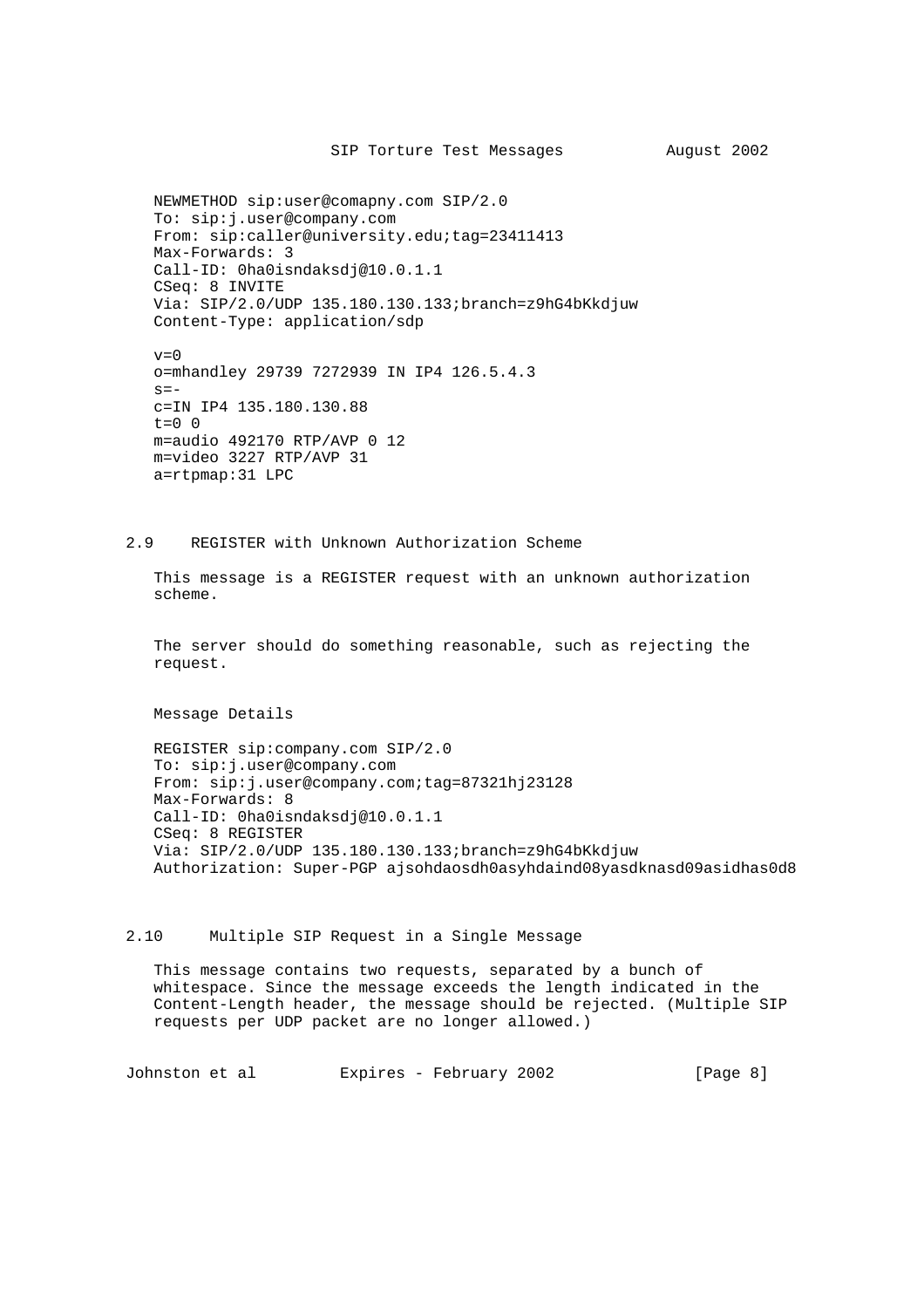```
NEWMETHOD sip:user@comapny.com SIP/2.0
To: sip:j.user@company.com
From: sip:caller@university.edu;tag=23411413
Max-Forwards: 3
Call-ID: 0ha0isndaksdj@10.0.1.1
CSeq: 8 INVITE
Via: SIP/2.0/UDP 135.180.130.133;branch=z9hG4bKkdjuw
Content-Type: application/sdp

v=0
o=mhandley 29739 7272939 IN IP4 126.5.4.3
s=-
c=IN IP4 135.180.130.88
t=0 0
m=audio 492170 RTP/AVP 0 12
m=video 3227 RTP/AVP 31
a=rtpmap:31 LPC
```

## 2.9 REGISTER with Unknown Authorization Scheme

This message is a REGISTER request with an unknown authorization scheme.

The server should do something reasonable, such as rejecting the request.

Message Details

```
REGISTER sip:company.com SIP/2.0
To: sip:j.user@company.com
From: sip:j.user@company.com;tag=87321hj23128
Max-Forwards: 8
Call-ID: 0ha0isndaksdj@10.0.1.1
CSeq: 8 REGISTER
Via: SIP/2.0/UDP 135.180.130.133;branch=z9hG4bKkdjuw
Authorization: Super-PGP ajsohdaosdh0asyhdaind08yasdknasd09asidhas0d8
```

## 2.10 Multiple SIP Request in a Single Message

This message contains two requests, separated by a bunch of whitespace. Since the message exceeds the length indicated in the Content-Length header, the message should be rejected. (Multiple SIP requests per UDP packet are no longer allowed.)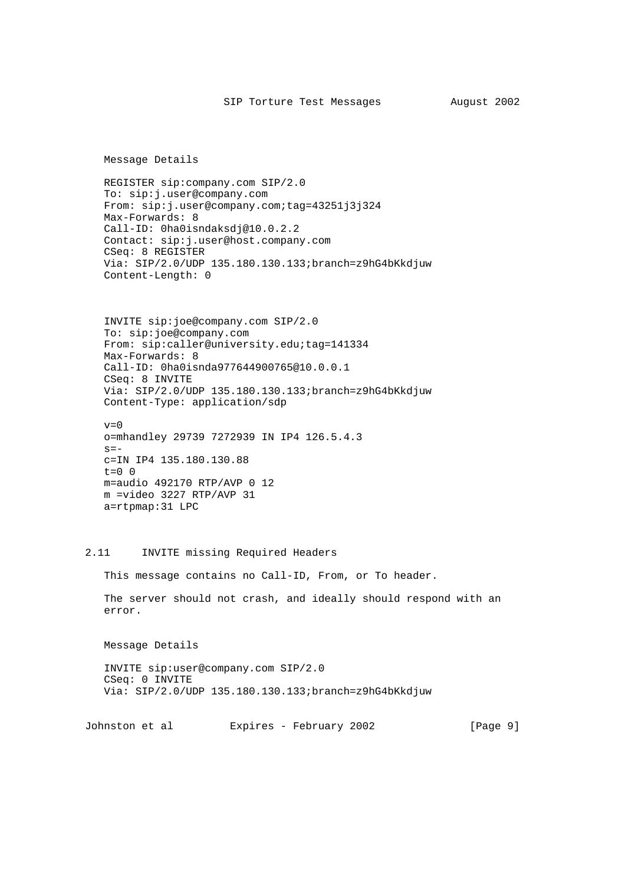Message Details

```
REGISTER sip:company.com SIP/2.0
To: sip:j.user@company.com
From: sip:j.user@company.com;tag=43251j3j324
Max-Forwards: 8
Call-ID: 0ha0isndaksdj@10.0.2.2
Contact: sip:j.user@host.company.com
CSeq: 8 REGISTER
Via: SIP/2.0/UDP 135.180.130.133;branch=z9hG4bKkdjuw
Content-Length: 0
```

```
INVITE sip:joe@company.com SIP/2.0
To: sip:joe@company.com
From: sip:caller@university.edu;tag=141334
Max-Forwards: 8
Call-ID: 0ha0isnda977644900765@10.0.0.1
CSeq: 8 INVITE
Via: SIP/2.0/UDP 135.180.130.133;branch=z9hG4bKkdjuw
Content-Type: application/sdp

v=0
o=mhandley 29739 7272939 IN IP4 126.5.4.3
s=-
c=IN IP4 135.180.130.88
t=0 0
m=audio 492170 RTP/AVP 0 12
m =video 3227 RTP/AVP 31
a=rtpmap:31 LPC
```

## 2.11 INVITE missing Required Headers

This message contains no Call-ID, From, or To header.

The server should not crash, and ideally should respond with an error.

Message Details

```
INVITE sip:user@company.com SIP/2.0
CSeq: 0 INVITE
Via: SIP/2.0/UDP 135.180.130.133;branch=z9hG4bKkdjuw
```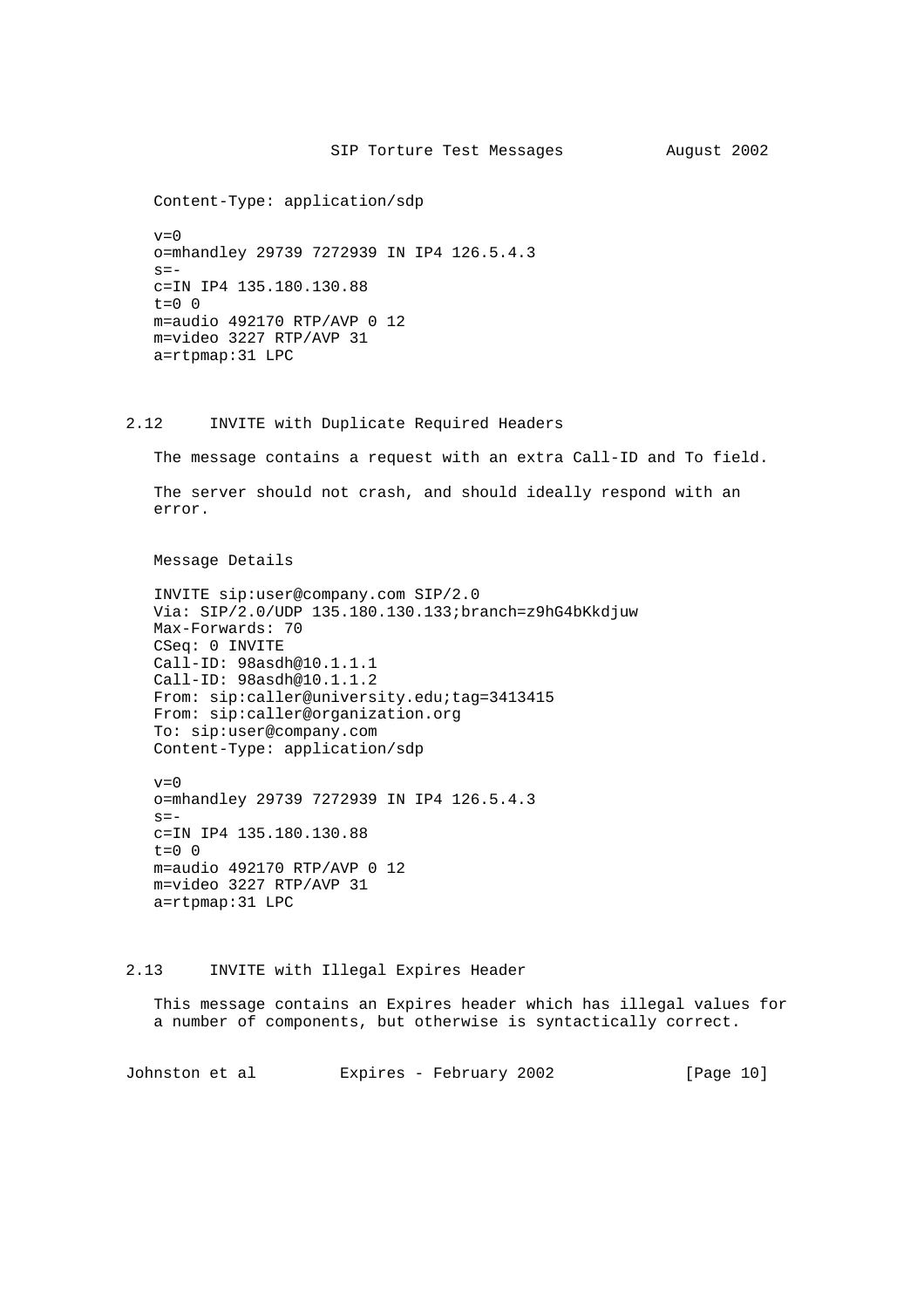```
Content-Type: application/sdp

v=0
o=mhandley 29739 7272939 IN IP4 126.5.4.3
s=-
c=IN IP4 135.180.130.88
t=0 0
m=audio 492170 RTP/AVP 0 12
m=video 3227 RTP/AVP 31
a=rtpmap:31 LPC
```

## 2.12 INVITE with Duplicate Required Headers

The message contains a request with an extra Call-ID and To field.

The server should not crash, and should ideally respond with an error.

Message Details

```
INVITE sip:user@company.com SIP/2.0
Via: SIP/2.0/UDP 135.180.130.133;branch=z9hG4bKkdjuw
Max-Forwards: 70
CSeq: 0 INVITE
Call-ID: 98asdh@10.1.1.1
Call-ID: 98asdh@10.1.1.2
From: sip:caller@university.edu;tag=3413415
From: sip:caller@organization.org
To: sip:user@company.com
Content-Type: application/sdp

v=0
o=mhandley 29739 7272939 IN IP4 126.5.4.3
s=-
c=IN IP4 135.180.130.88
t=0 0
m=audio 492170 RTP/AVP 0 12
m=video 3227 RTP/AVP 31
a=rtpmap:31 LPC
```

## 2.13 INVITE with Illegal Expires Header

This message contains an Expires header which has illegal values for a number of components, but otherwise is syntactically correct.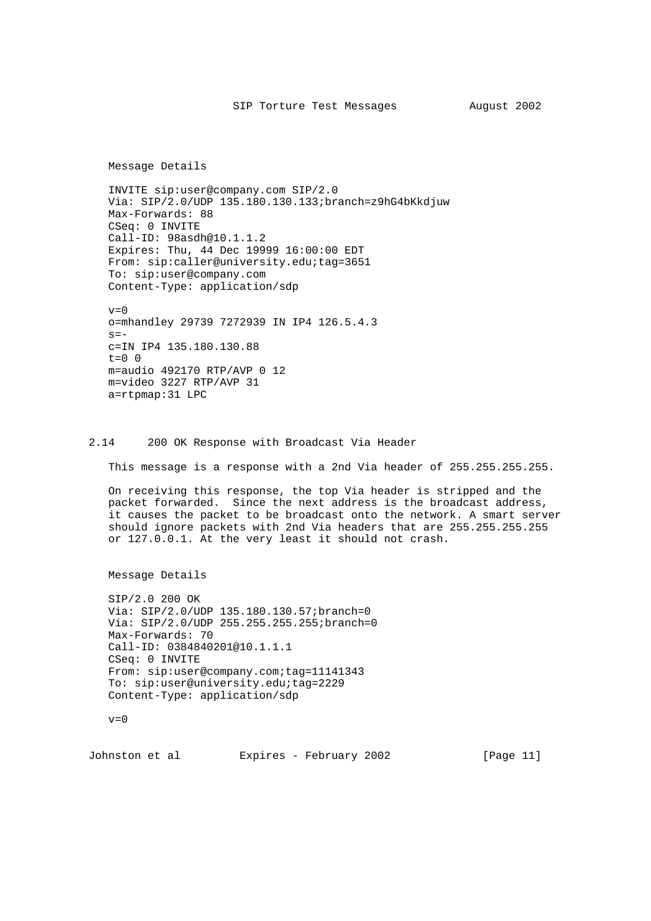Message Details

```
INVITE sip:user@company.com SIP/2.0
Via: SIP/2.0/UDP 135.180.130.133;branch=z9hG4bKkdjuw
Max-Forwards: 88
CSeq: 0 INVITE
Call-ID: 98asdh@10.1.1.2
Expires: Thu, 44 Dec 19999 16:00:00 EDT
From: sip:caller@university.edu;tag=3651
To: sip:user@company.com
Content-Type: application/sdp

v=0
o=mhandley 29739 7272939 IN IP4 126.5.4.3
s=-
c=IN IP4 135.180.130.88
t=0 0
m=audio 492170 RTP/AVP 0 12
m=video 3227 RTP/AVP 31
a=rtpmap:31 LPC
```

## 2.14 200 OK Response with Broadcast Via Header

This message is a response with a 2nd Via header of 255.255.255.255.

On receiving this response, the top Via header is stripped and the packet forwarded. Since the next address is the broadcast address, it causes the packet to be broadcast onto the network. A smart server should ignore packets with 2nd Via headers that are 255.255.255.255 or 127.0.0.1. At the very least it should not crash.

Message Details

```
SIP/2.0 200 OK
Via: SIP/2.0/UDP 135.180.130.57;branch=0
Via: SIP/2.0/UDP 255.255.255.255;branch=0
Max-Forwards: 70
Call-ID: 0384840201@10.1.1.1
CSeq: 0 INVITE
From: sip:user@company.com;tag=11141343
To: sip:user@university.edu;tag=2229
Content-Type: application/sdp

v=0
```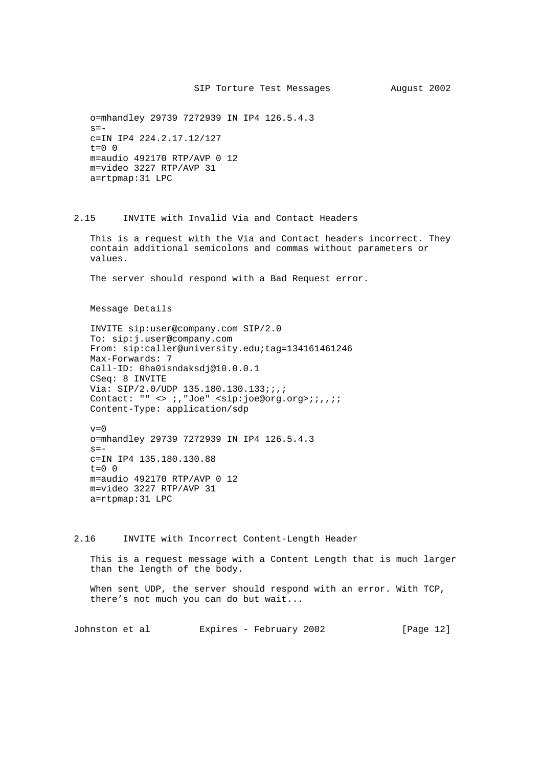```
o=mhandley 29739 7272939 IN IP4 126.5.4.3
s=-
c=IN IP4 224.2.17.12/127
t=0 0
m=audio 492170 RTP/AVP 0 12
m=video 3227 RTP/AVP 31
a=rtpmap:31 LPC
```

## 2.15 INVITE with Invalid Via and Contact Headers

This is a request with the Via and Contact headers incorrect. They contain additional semicolons and commas without parameters or values.

The server should respond with a Bad Request error.

Message Details

```
INVITE sip:user@company.com SIP/2.0
To: sip:j.user@company.com
From: sip:caller@university.edu;tag=134161461246
Max-Forwards: 7
Call-ID: 0ha0isndaksdj@10.0.0.1
CSeq: 8 INVITE
Via: SIP/2.0/UDP 135.180.130.133;;,;
Contact: "" <> ;,"Joe" <sip:joe@org.org>;;,,;;
Content-Type: application/sdp

v=0
o=mhandley 29739 7272939 IN IP4 126.5.4.3
s=-
c=IN IP4 135.180.130.88
t=0 0
m=audio 492170 RTP/AVP 0 12
m=video 3227 RTP/AVP 31
a=rtpmap:31 LPC
```

## 2.16 INVITE with Incorrect Content-Length Header

This is a request message with a Content Length that is much larger than the length of the body.

When sent UDP, the server should respond with an error. With TCP, there’s not much you can do but wait...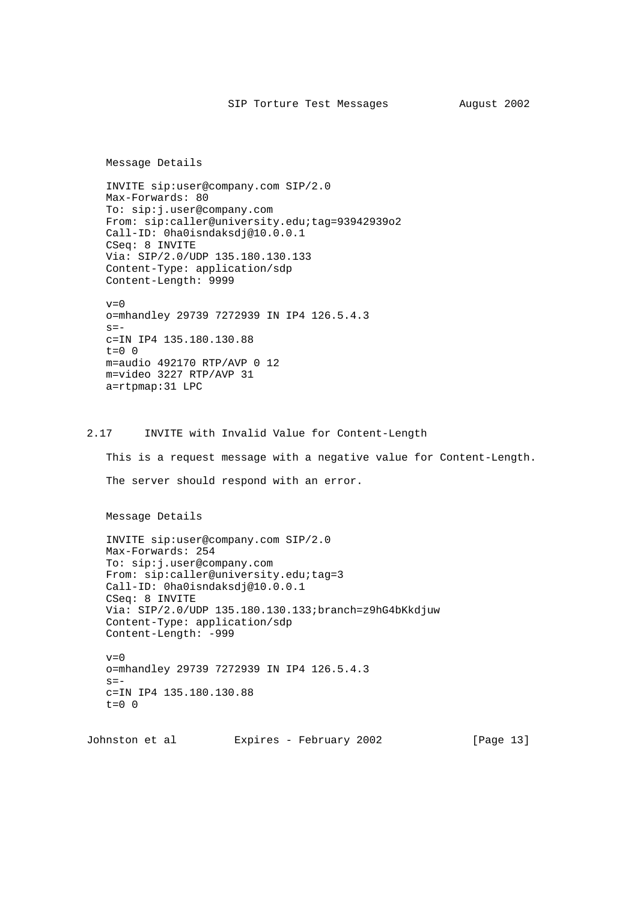Message Details

```
INVITE sip:user@company.com SIP/2.0
Max-Forwards: 80
To: sip:j.user@company.com
From: sip:caller@university.edu;tag=93942939o2
Call-ID: 0ha0isndaksdj@10.0.0.1
CSeq: 8 INVITE
Via: SIP/2.0/UDP 135.180.130.133
Content-Type: application/sdp
Content-Length: 9999

v=0
o=mhandley 29739 7272939 IN IP4 126.5.4.3
s=-
c=IN IP4 135.180.130.88
t=0 0
m=audio 492170 RTP/AVP 0 12
m=video 3227 RTP/AVP 31
a=rtpmap:31 LPC
```

## 2.17 INVITE with Invalid Value for Content-Length

This is a request message with a negative value for Content-Length.

The server should respond with an error.

Message Details

```
INVITE sip:user@company.com SIP/2.0
Max-Forwards: 254
To: sip:j.user@company.com
From: sip:caller@university.edu;tag=3
Call-ID: 0ha0isndaksdj@10.0.0.1
CSeq: 8 INVITE
Via: SIP/2.0/UDP 135.180.130.133;branch=z9hG4bKkdjuw
Content-Type: application/sdp
Content-Length: -999

v=0
o=mhandley 29739 7272939 IN IP4 126.5.4.3
s=-
c=IN IP4 135.180.130.88
t=0 0
```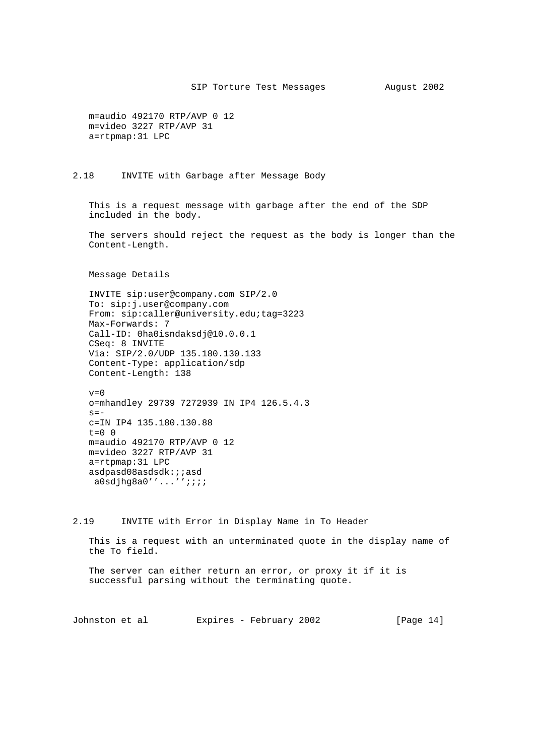```
m=audio 492170 RTP/AVP 0 12
m=video 3227 RTP/AVP 31
a=rtpmap:31 LPC
```

## 2.18 INVITE with Garbage after Message Body

This is a request message with garbage after the end of the SDP included in the body.

The servers should reject the request as the body is longer than the Content-Length.

Message Details

```
INVITE sip:user@company.com SIP/2.0
To: sip:j.user@company.com
From: sip:caller@university.edu;tag=3223
Max-Forwards: 7
Call-ID: 0ha0isndaksdj@10.0.0.1
CSeq: 8 INVITE
Via: SIP/2.0/UDP 135.180.130.133
Content-Type: application/sdp
Content-Length: 138

v=0
o=mhandley 29739 7272939 IN IP4 126.5.4.3
s=-
c=IN IP4 135.180.130.88
t=0 0
m=audio 492170 RTP/AVP 0 12
m=video 3227 RTP/AVP 31
a=rtpmap:31 LPC
asdpasd08asdsdk:;;asd
 a0sdjhg8a0''...'';;;;
```

## 2.19 INVITE with Error in Display Name in To Header

This is a request with an unterminated quote in the display name of the To field.

The server can either return an error, or proxy it if it is successful parsing without the terminating quote.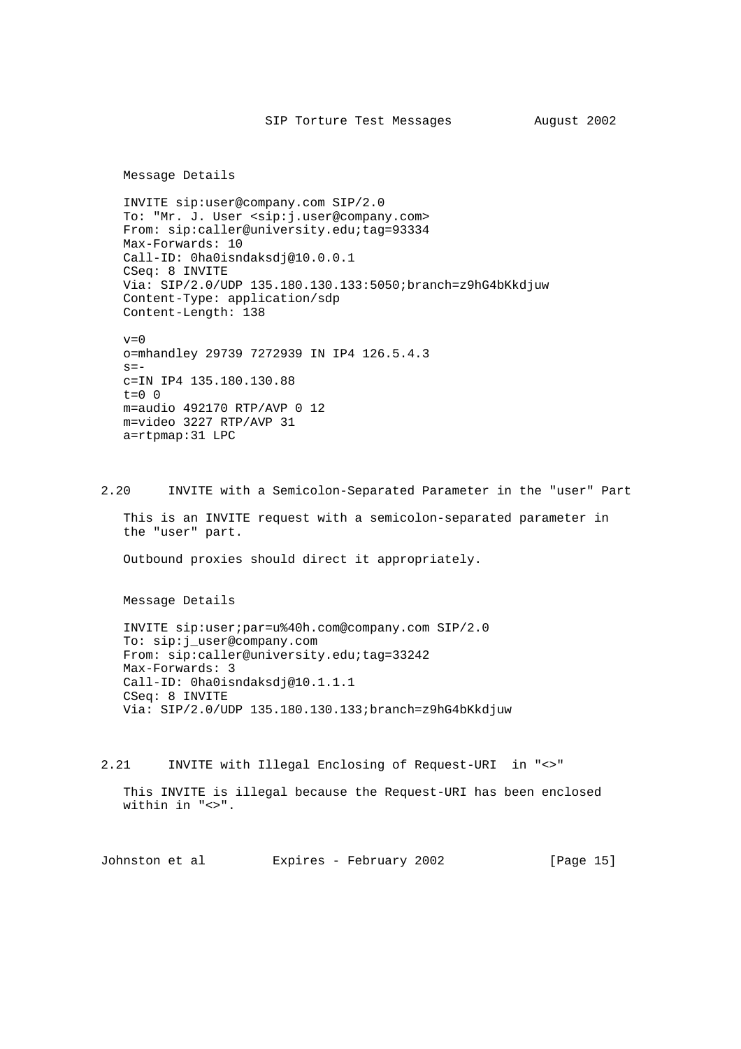Message Details

```
INVITE sip:user@company.com SIP/2.0
To: "Mr. J. User <sip:j.user@company.com>
From: sip:caller@university.edu;tag=93334
Max-Forwards: 10
Call-ID: 0ha0isndaksdj@10.0.0.1
CSeq: 8 INVITE
Via: SIP/2.0/UDP 135.180.130.133:5050;branch=z9hG4bKkdjuw
Content-Type: application/sdp
Content-Length: 138

v=0
o=mhandley 29739 7272939 IN IP4 126.5.4.3
s=-
c=IN IP4 135.180.130.88
t=0 0
m=audio 492170 RTP/AVP 0 12
m=video 3227 RTP/AVP 31
a=rtpmap:31 LPC
```

## 2.20 INVITE with a Semicolon-Separated Parameter in the "user" Part

This is an INVITE request with a semicolon-separated parameter in the "user" part.

Outbound proxies should direct it appropriately.

Message Details

```
INVITE sip:user;par=u%40h.com@company.com SIP/2.0
To: sip:j_user@company.com
From: sip:caller@university.edu;tag=33242
Max-Forwards: 3
Call-ID: 0ha0isndaksdj@10.1.1.1
CSeq: 8 INVITE
Via: SIP/2.0/UDP 135.180.130.133;branch=z9hG4bKkdjuw
```

## 2.21 INVITE with Illegal Enclosing of Request-URI in "<>"

This INVITE is illegal because the Request-URI has been enclosed within in "<>".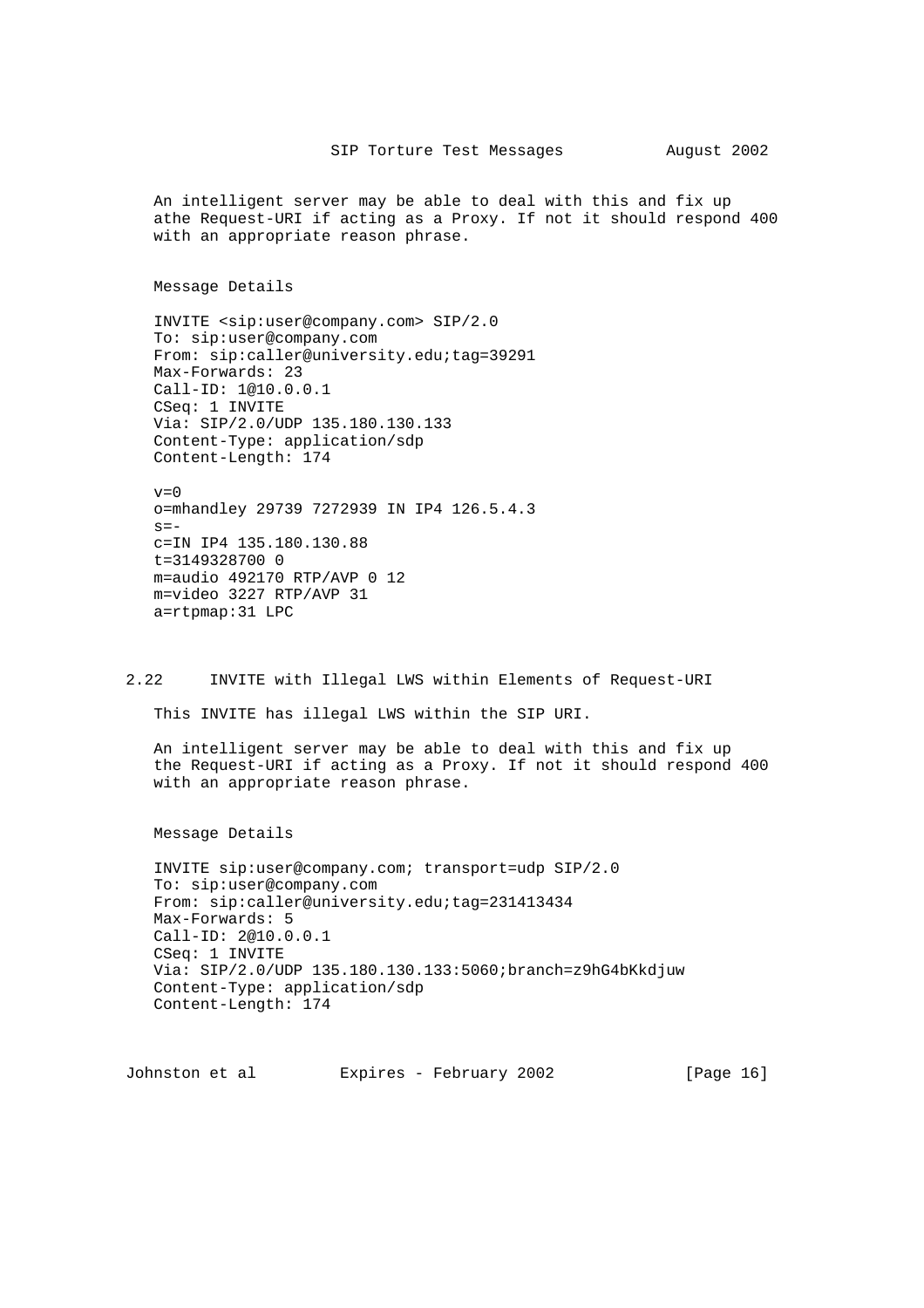An intelligent server may be able to deal with this and fix up athe Request-URI if acting as a Proxy. If not it should respond 400 with an appropriate reason phrase.

Message Details

```
INVITE <sip:user@company.com> SIP/2.0
To: sip:user@company.com
From: sip:caller@university.edu;tag=39291
Max-Forwards: 23
Call-ID: 1@10.0.0.1
CSeq: 1 INVITE
Via: SIP/2.0/UDP 135.180.130.133
Content-Type: application/sdp
Content-Length: 174

v=0
o=mhandley 29739 7272939 IN IP4 126.5.4.3
s=-
c=IN IP4 135.180.130.88
t=3149328700 0
m=audio 492170 RTP/AVP 0 12
m=video 3227 RTP/AVP 31
a=rtpmap:31 LPC
```

## 2.22 INVITE with Illegal LWS within Elements of Request-URI

This INVITE has illegal LWS within the SIP URI.

An intelligent server may be able to deal with this and fix up the Request-URI if acting as a Proxy. If not it should respond 400 with an appropriate reason phrase.

Message Details

```
INVITE sip:user@company.com; transport=udp SIP/2.0
To: sip:user@company.com
From: sip:caller@university.edu;tag=231413434
Max-Forwards: 5
Call-ID: 2@10.0.0.1
CSeq: 1 INVITE
Via: SIP/2.0/UDP 135.180.130.133:5060;branch=z9hG4bKkdjuw
Content-Type: application/sdp
Content-Length: 174
```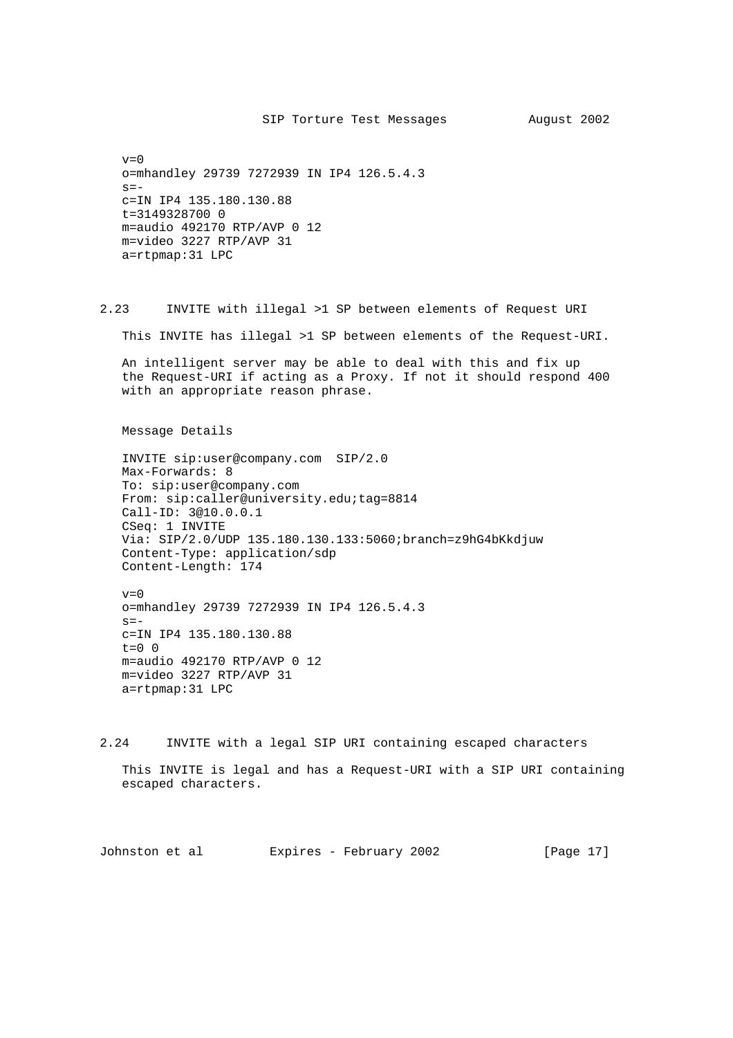```
v=0
o=mhandley 29739 7272939 IN IP4 126.5.4.3
s=-
c=IN IP4 135.180.130.88
t=3149328700 0
m=audio 492170 RTP/AVP 0 12
m=video 3227 RTP/AVP 31
a=rtpmap:31 LPC
```

## 2.23 INVITE with illegal >1 SP between elements of Request URI

This INVITE has illegal >1 SP between elements of the Request-URI.

An intelligent server may be able to deal with this and fix up the Request-URI if acting as a Proxy. If not it should respond 400 with an appropriate reason phrase.

Message Details

```
INVITE sip:user@company.com  SIP/2.0
Max-Forwards: 8
To: sip:user@company.com
From: sip:caller@university.edu;tag=8814
Call-ID: 3@10.0.0.1
CSeq: 1 INVITE
Via: SIP/2.0/UDP 135.180.130.133:5060;branch=z9hG4bKkdjuw
Content-Type: application/sdp
Content-Length: 174

v=0
o=mhandley 29739 7272939 IN IP4 126.5.4.3
s=-
c=IN IP4 135.180.130.88
t=0 0
m=audio 492170 RTP/AVP 0 12
m=video 3227 RTP/AVP 31
a=rtpmap:31 LPC
```

## 2.24 INVITE with a legal SIP URI containing escaped characters

This INVITE is legal and has a Request-URI with a SIP URI containing escaped characters.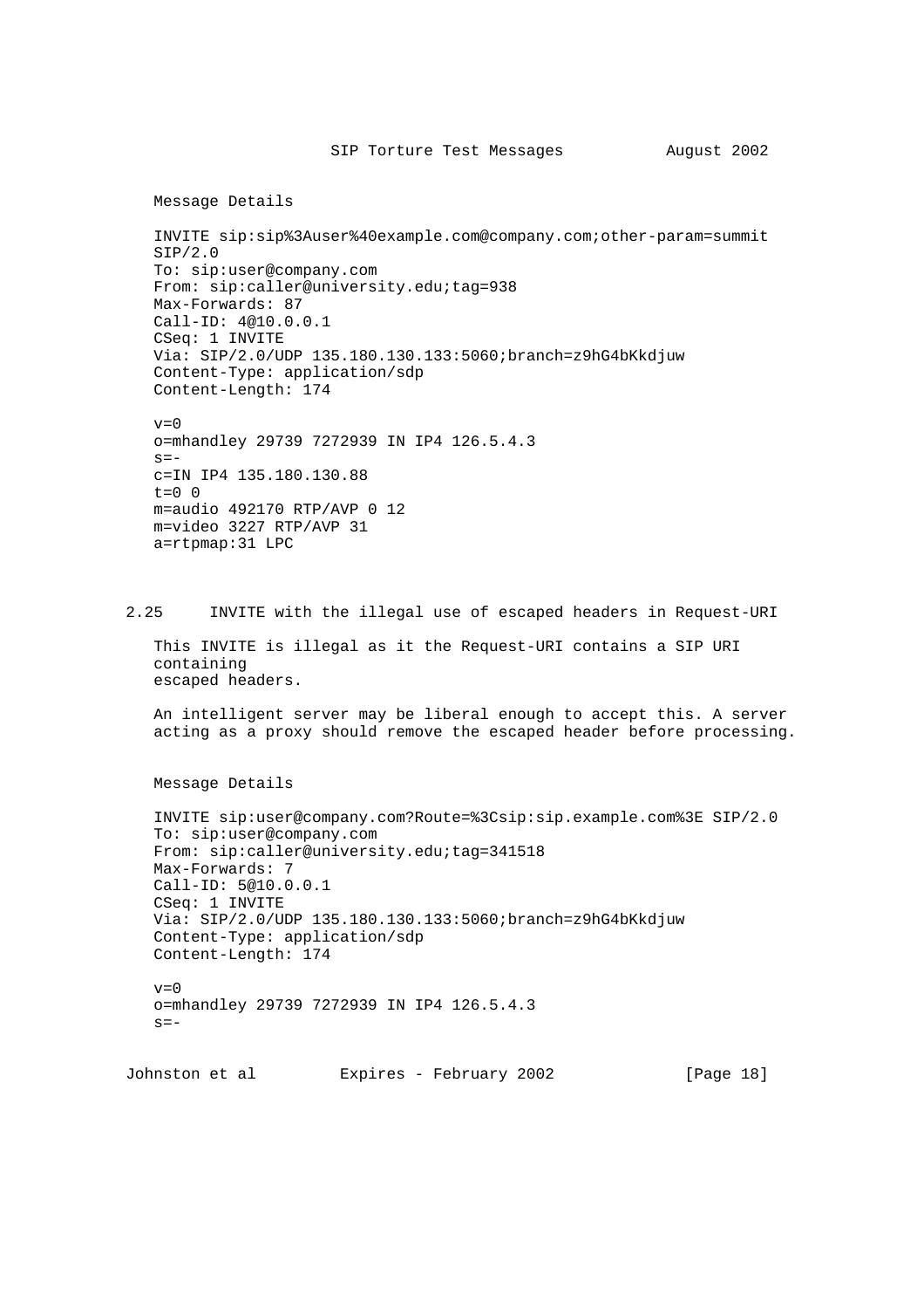Message Details

```
INVITE sip:sip%3Auser%40example.com@company.com;other-param=summit
SIP/2.0
To: sip:user@company.com
From: sip:caller@university.edu;tag=938
Max-Forwards: 87
Call-ID: 4@10.0.0.1
CSeq: 1 INVITE
Via: SIP/2.0/UDP 135.180.130.133:5060;branch=z9hG4bKkdjuw
Content-Type: application/sdp
Content-Length: 174

v=0
o=mhandley 29739 7272939 IN IP4 126.5.4.3
s=-
c=IN IP4 135.180.130.88
t=0 0
m=audio 492170 RTP/AVP 0 12
m=video 3227 RTP/AVP 31
a=rtpmap:31 LPC
```

## 2.25 INVITE with the illegal use of escaped headers in Request-URI

This INVITE is illegal as it the Request-URI contains a SIP URI containing escaped headers.

An intelligent server may be liberal enough to accept this. A server acting as a proxy should remove the escaped header before processing.

Message Details

```
INVITE sip:user@company.com?Route=%3Csip:sip.example.com%3E SIP/2.0
To: sip:user@company.com
From: sip:caller@university.edu;tag=341518
Max-Forwards: 7
Call-ID: 5@10.0.0.1
CSeq: 1 INVITE
Via: SIP/2.0/UDP 135.180.130.133:5060;branch=z9hG4bKkdjuw
Content-Type: application/sdp
Content-Length: 174

v=0
o=mhandley 29739 7272939 IN IP4 126.5.4.3
s=-
```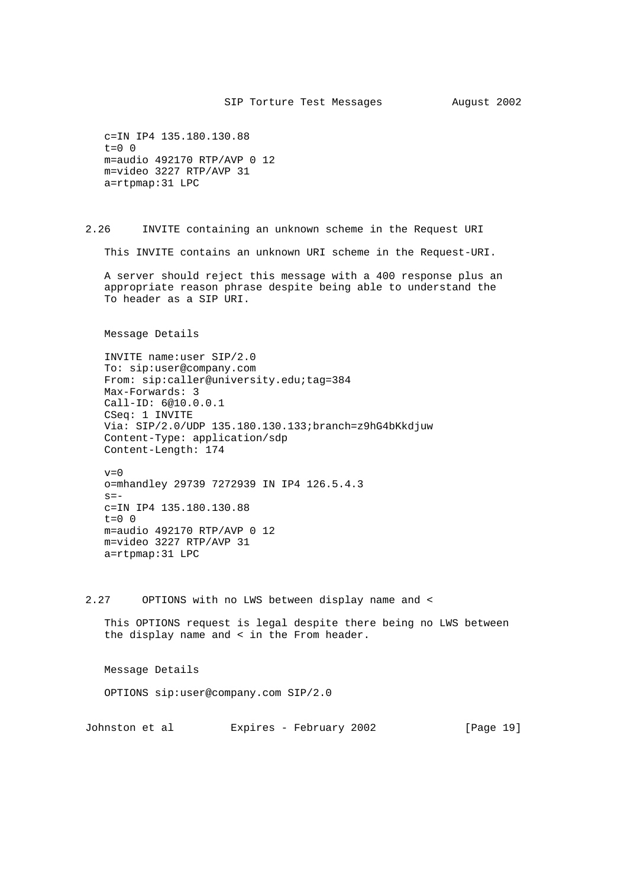```
c=IN IP4 135.180.130.88
t=0 0
m=audio 492170 RTP/AVP 0 12
m=video 3227 RTP/AVP 31
a=rtpmap:31 LPC
```

## 2.26 INVITE containing an unknown scheme in the Request URI

This INVITE contains an unknown URI scheme in the Request-URI.

A server should reject this message with a 400 response plus an appropriate reason phrase despite being able to understand the To header as a SIP URI.

Message Details

```
INVITE name:user SIP/2.0
To: sip:user@company.com
From: sip:caller@university.edu;tag=384
Max-Forwards: 3
Call-ID: 6@10.0.0.1
CSeq: 1 INVITE
Via: SIP/2.0/UDP 135.180.130.133;branch=z9hG4bKkdjuw
Content-Type: application/sdp
Content-Length: 174

v=0
o=mhandley 29739 7272939 IN IP4 126.5.4.3
s=-
c=IN IP4 135.180.130.88
t=0 0
m=audio 492170 RTP/AVP 0 12
m=video 3227 RTP/AVP 31
a=rtpmap:31 LPC
```

## 2.27 OPTIONS with no LWS between display name and <

This OPTIONS request is legal despite there being no LWS between the display name and < in the From header.

Message Details

```
OPTIONS sip:user@company.com SIP/2.0
```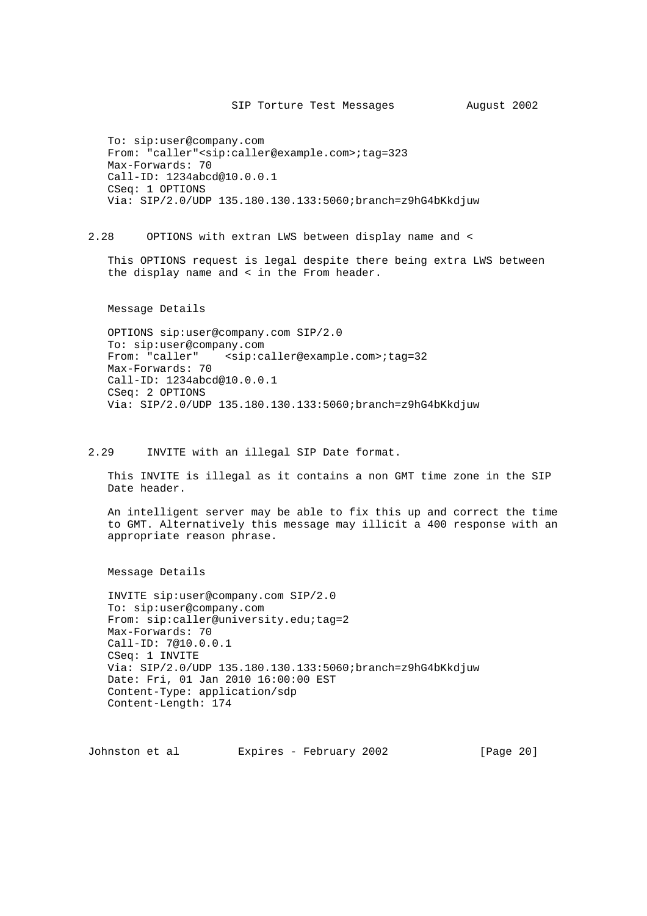```
To: sip:user@company.com
From: "caller"<sip:caller@example.com>;tag=323
Max-Forwards: 70
Call-ID: 1234abcd@10.0.0.1
CSeq: 1 OPTIONS
Via: SIP/2.0/UDP 135.180.130.133:5060;branch=z9hG4bKkdjuw
```

## 2.28 OPTIONS with extran LWS between display name and <

This OPTIONS request is legal despite there being extra LWS between the display name and < in the From header.

Message Details

```
OPTIONS sip:user@company.com SIP/2.0
To: sip:user@company.com
From: "caller"    <sip:caller@example.com>;tag=32
Max-Forwards: 70
Call-ID: 1234abcd@10.0.0.1
CSeq: 2 OPTIONS
Via: SIP/2.0/UDP 135.180.130.133:5060;branch=z9hG4bKkdjuw
```

## 2.29 INVITE with an illegal SIP Date format.

This INVITE is illegal as it contains a non GMT time zone in the SIP Date header.

An intelligent server may be able to fix this up and correct the time to GMT. Alternatively this message may illicit a 400 response with an appropriate reason phrase.

Message Details

```
INVITE sip:user@company.com SIP/2.0
To: sip:user@company.com
From: sip:caller@university.edu;tag=2
Max-Forwards: 70
Call-ID: 7@10.0.0.1
CSeq: 1 INVITE
Via: SIP/2.0/UDP 135.180.130.133:5060;branch=z9hG4bKkdjuw
Date: Fri, 01 Jan 2010 16:00:00 EST
Content-Type: application/sdp
Content-Length: 174
```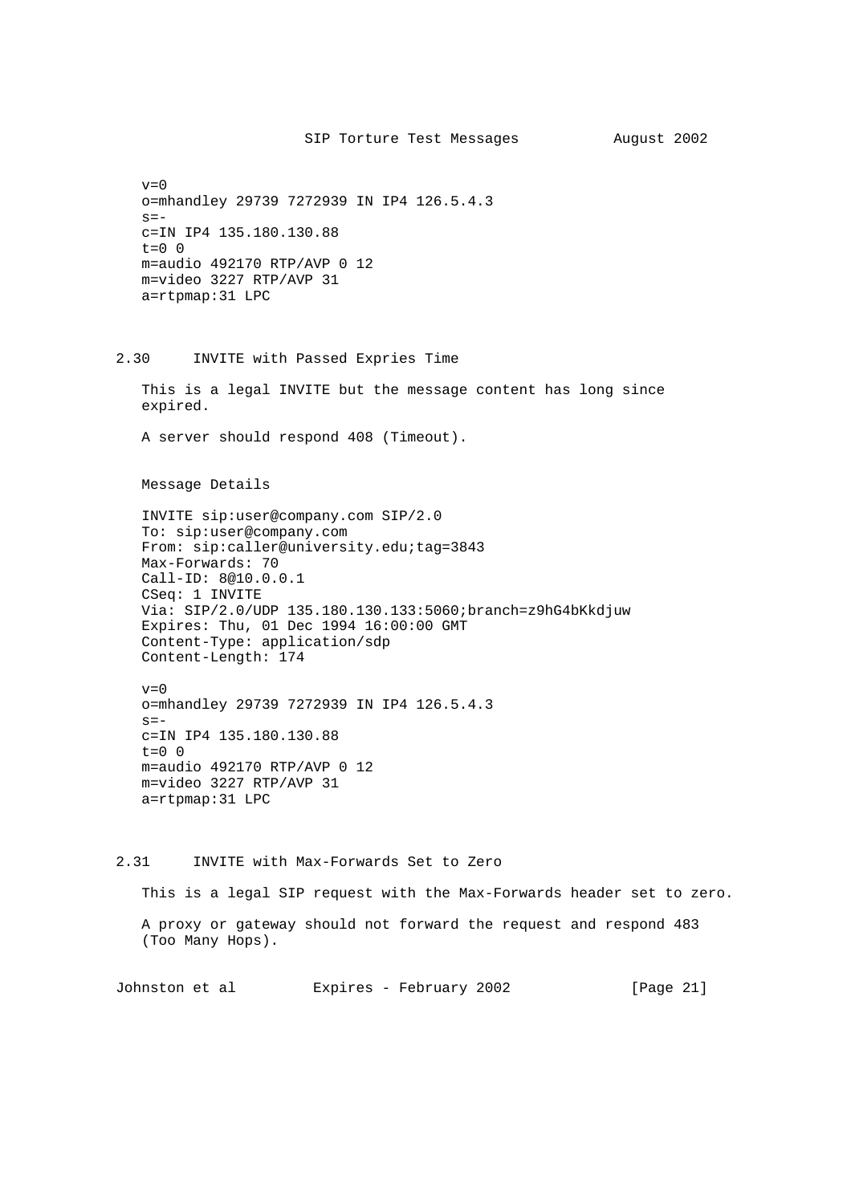```
v=0
o=mhandley 29739 7272939 IN IP4 126.5.4.3
s=-
c=IN IP4 135.180.130.88
t=0 0
m=audio 492170 RTP/AVP 0 12
m=video 3227 RTP/AVP 31
a=rtpmap:31 LPC
```

## 2.30 INVITE with Passed Expries Time

This is a legal INVITE but the message content has long since expired.

A server should respond 408 (Timeout).

Message Details

```
INVITE sip:user@company.com SIP/2.0
To: sip:user@company.com
From: sip:caller@university.edu;tag=3843
Max-Forwards: 70
Call-ID: 8@10.0.0.1
CSeq: 1 INVITE
Via: SIP/2.0/UDP 135.180.130.133:5060;branch=z9hG4bKkdjuw
Expires: Thu, 01 Dec 1994 16:00:00 GMT
Content-Type: application/sdp
Content-Length: 174

v=0
o=mhandley 29739 7272939 IN IP4 126.5.4.3
s=-
c=IN IP4 135.180.130.88
t=0 0
m=audio 492170 RTP/AVP 0 12
m=video 3227 RTP/AVP 31
a=rtpmap:31 LPC
```

## 2.31 INVITE with Max-Forwards Set to Zero

This is a legal SIP request with the Max-Forwards header set to zero.

A proxy or gateway should not forward the request and respond 483 (Too Many Hops).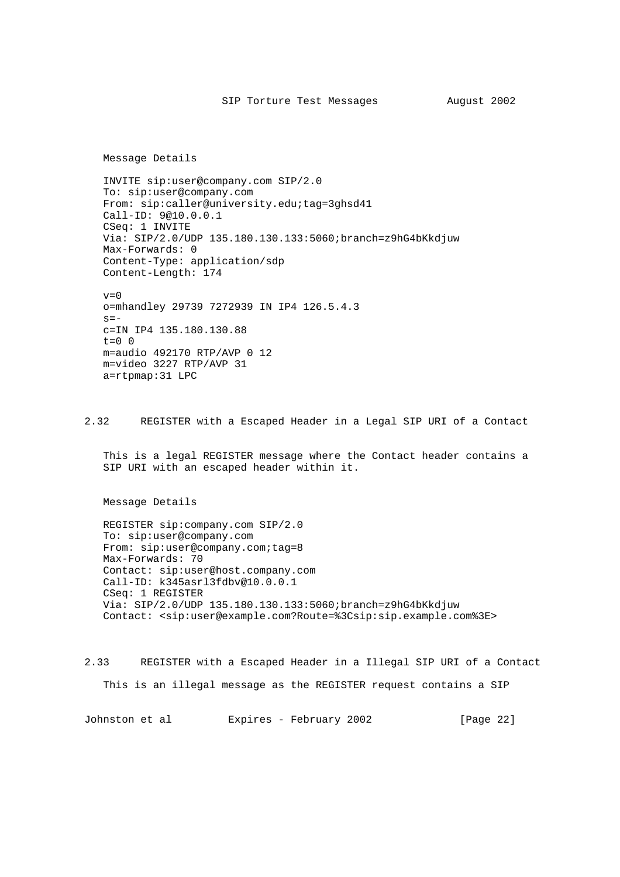Message Details

```
INVITE sip:user@company.com SIP/2.0
To: sip:user@company.com
From: sip:caller@university.edu;tag=3ghsd41
Call-ID: 9@10.0.0.1
CSeq: 1 INVITE
Via: SIP/2.0/UDP 135.180.130.133:5060;branch=z9hG4bKkdjuw
Max-Forwards: 0
Content-Type: application/sdp
Content-Length: 174

v=0
o=mhandley 29739 7272939 IN IP4 126.5.4.3
s=-
c=IN IP4 135.180.130.88
t=0 0
m=audio 492170 RTP/AVP 0 12
m=video 3227 RTP/AVP 31
a=rtpmap:31 LPC
```

## 2.32 REGISTER with a Escaped Header in a Legal SIP URI of a Contact

This is a legal REGISTER message where the Contact header contains a SIP URI with an escaped header within it.

Message Details

```
REGISTER sip:company.com SIP/2.0
To: sip:user@company.com
From: sip:user@company.com;tag=8
Max-Forwards: 70
Contact: sip:user@host.company.com
Call-ID: k345asrl3fdbv@10.0.0.1
CSeq: 1 REGISTER
Via: SIP/2.0/UDP 135.180.130.133:5060;branch=z9hG4bKkdjuw
Contact: <sip:user@example.com?Route=%3Csip:sip.example.com%3E>
```

## 2.33 REGISTER with a Escaped Header in a Illegal SIP URI of a Contact

This is an illegal message as the REGISTER request contains a SIP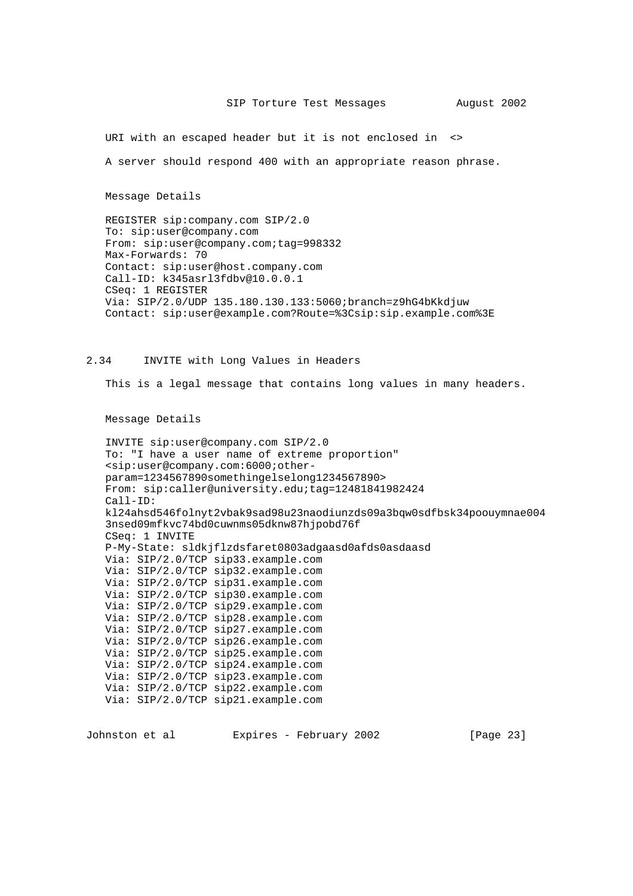URI with an escaped header but it is not enclosed in <>

A server should respond 400 with an appropriate reason phrase.

Message Details

```
REGISTER sip:company.com SIP/2.0
To: sip:user@company.com
From: sip:user@company.com;tag=998332
Max-Forwards: 70
Contact: sip:user@host.company.com
Call-ID: k345asrl3fdbv@10.0.0.1
CSeq: 1 REGISTER
Via: SIP/2.0/UDP 135.180.130.133:5060;branch=z9hG4bKkdjuw
Contact: sip:user@example.com?Route=%3Csip:sip.example.com%3E
```

## 2.34 INVITE with Long Values in Headers

This is a legal message that contains long values in many headers.

Message Details

```
INVITE sip:user@company.com SIP/2.0
To: "I have a user name of extreme proportion"
<sip:user@company.com:6000;other-
param=1234567890somethingelselong1234567890>
From: sip:caller@university.edu;tag=12481841982424
Call-ID:
kl24ahsd546folnyt2vbak9sad98u23naodiunzds09a3bqw0sdfbsk34poouymnae004
3nsed09mfkvc74bd0cuwnms05dknw87hjpobd76f
CSeq: 1 INVITE
P-My-State: sldkjflzdsfaret0803adgaasd0afds0asdaasd
Via: SIP/2.0/TCP sip33.example.com
Via: SIP/2.0/TCP sip32.example.com
Via: SIP/2.0/TCP sip31.example.com
Via: SIP/2.0/TCP sip30.example.com
Via: SIP/2.0/TCP sip29.example.com
Via: SIP/2.0/TCP sip28.example.com
Via: SIP/2.0/TCP sip27.example.com
Via: SIP/2.0/TCP sip26.example.com
Via: SIP/2.0/TCP sip25.example.com
Via: SIP/2.0/TCP sip24.example.com
Via: SIP/2.0/TCP sip23.example.com
Via: SIP/2.0/TCP sip22.example.com
Via: SIP/2.0/TCP sip21.example.com
```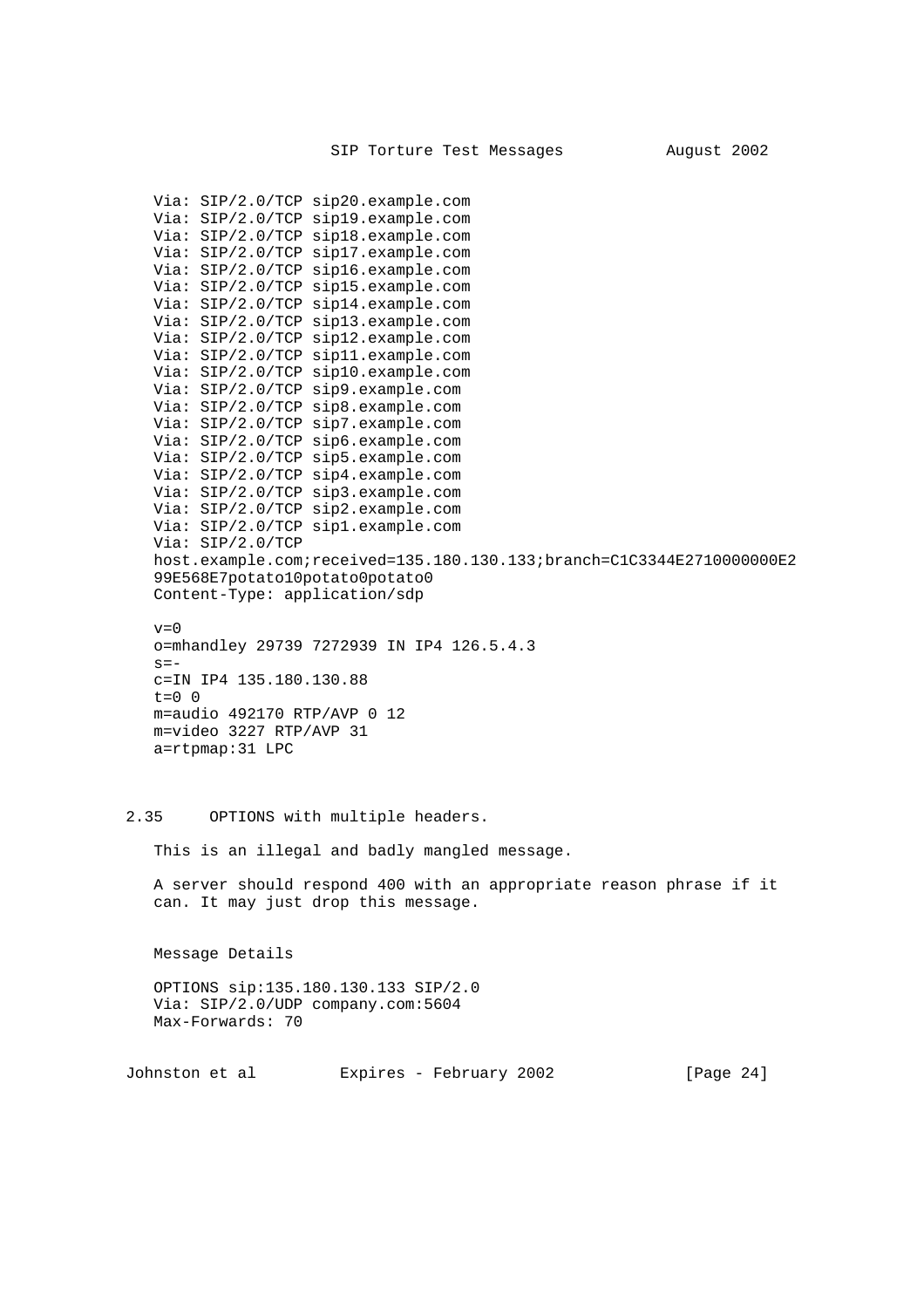```
Via: SIP/2.0/TCP sip20.example.com
Via: SIP/2.0/TCP sip19.example.com
Via: SIP/2.0/TCP sip18.example.com
Via: SIP/2.0/TCP sip17.example.com
Via: SIP/2.0/TCP sip16.example.com
Via: SIP/2.0/TCP sip15.example.com
Via: SIP/2.0/TCP sip14.example.com
Via: SIP/2.0/TCP sip13.example.com
Via: SIP/2.0/TCP sip12.example.com
Via: SIP/2.0/TCP sip11.example.com
Via: SIP/2.0/TCP sip10.example.com
Via: SIP/2.0/TCP sip9.example.com
Via: SIP/2.0/TCP sip8.example.com
Via: SIP/2.0/TCP sip7.example.com
Via: SIP/2.0/TCP sip6.example.com
Via: SIP/2.0/TCP sip5.example.com
Via: SIP/2.0/TCP sip4.example.com
Via: SIP/2.0/TCP sip3.example.com
Via: SIP/2.0/TCP sip2.example.com
Via: SIP/2.0/TCP sip1.example.com
Via: SIP/2.0/TCP
host.example.com;received=135.180.130.133;branch=C1C3344E2710000000E2
99E568E7potato10potato0potato0
Content-Type: application/sdp

v=0
o=mhandley 29739 7272939 IN IP4 126.5.4.3
s=-
c=IN IP4 135.180.130.88
t=0 0
m=audio 492170 RTP/AVP 0 12
m=video 3227 RTP/AVP 31
a=rtpmap:31 LPC
```

## 2.35 OPTIONS with multiple headers.

This is an illegal and badly mangled message.

A server should respond 400 with an appropriate reason phrase if it can. It may just drop this message.

Message Details

```
OPTIONS sip:135.180.130.133 SIP/2.0
Via: SIP/2.0/UDP company.com:5604
Max-Forwards: 70
```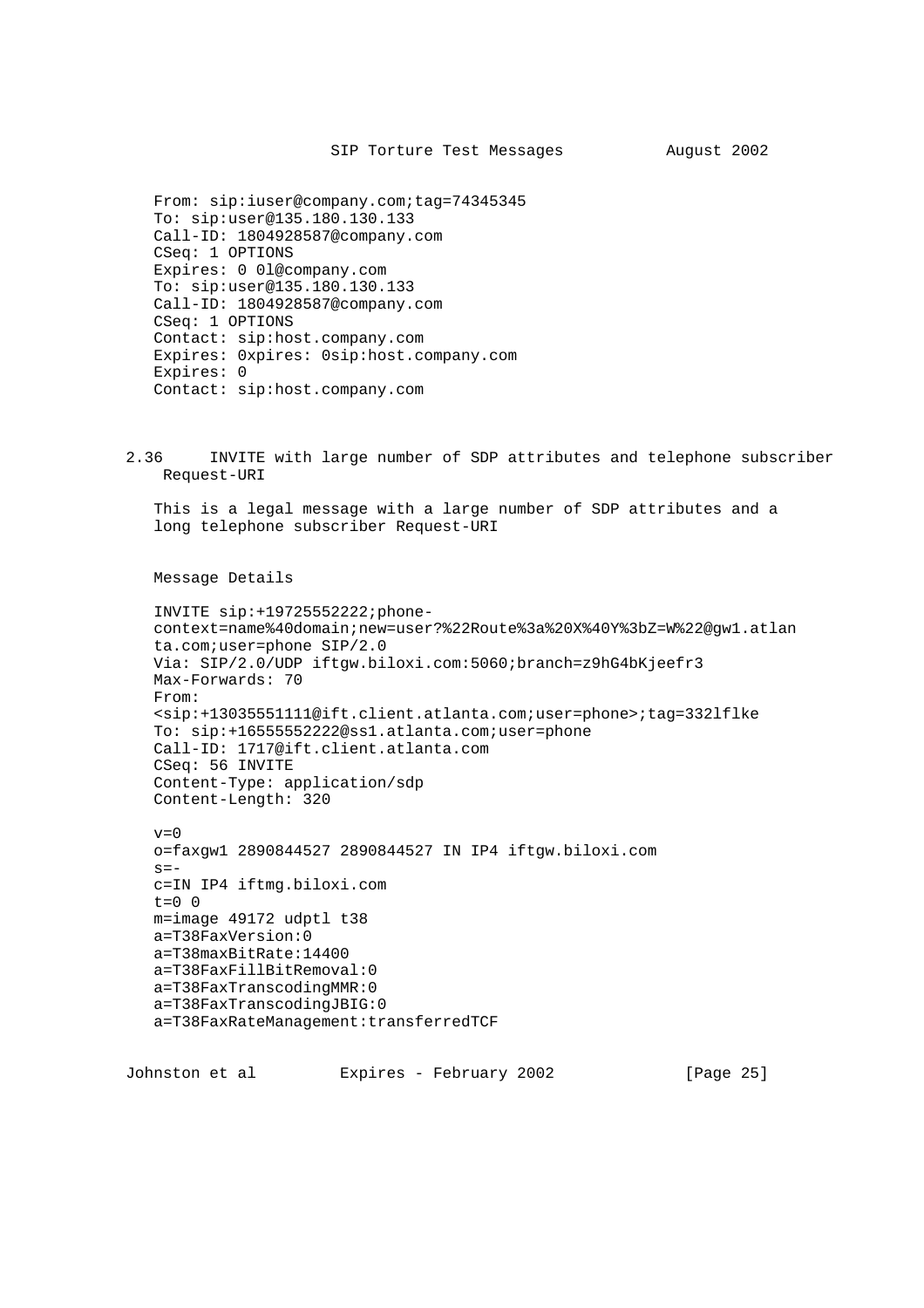```
From: sip:iuser@company.com;tag=74345345
To: sip:user@135.180.130.133
Call-ID: 1804928587@company.com
CSeq: 1 OPTIONS
Expires: 0 0l@company.com
To: sip:user@135.180.130.133
Call-ID: 1804928587@company.com
CSeq: 1 OPTIONS
Contact: sip:host.company.com
Expires: 0xpires: 0sip:host.company.com
Expires: 0
Contact: sip:host.company.com
```

### 2.36 INVITE with large number of SDP attributes and telephone subscriber Request-URI

This is a legal message with a large number of SDP attributes and a long telephone subscriber Request-URI

Message Details

```
INVITE sip:+19725552222;phone-
context=name%40domain;new=user?%22Route%3a%20X%40Y%3bZ=W%22@gw1.atlan
ta.com;user=phone SIP/2.0
Via: SIP/2.0/UDP iftgw.biloxi.com:5060;branch=z9hG4bKjeefr3
Max-Forwards: 70
From:
<sip:+13035551111@ift.client.atlanta.com;user=phone>;tag=332lflke
To: sip:+16555552222@ss1.atlanta.com;user=phone
Call-ID: 1717@ift.client.atlanta.com
CSeq: 56 INVITE
Content-Type: application/sdp
Content-Length: 320

v=0
o=faxgw1 2890844527 2890844527 IN IP4 iftgw.biloxi.com
s=-
c=IN IP4 iftmg.biloxi.com
t=0 0
m=image 49172 udptl t38
a=T38FaxVersion:0
a=T38maxBitRate:14400
a=T38FaxFillBitRemoval:0
a=T38FaxTranscodingMMR:0
a=T38FaxTranscodingJBIG:0
a=T38FaxRateManagement:transferredTCF
```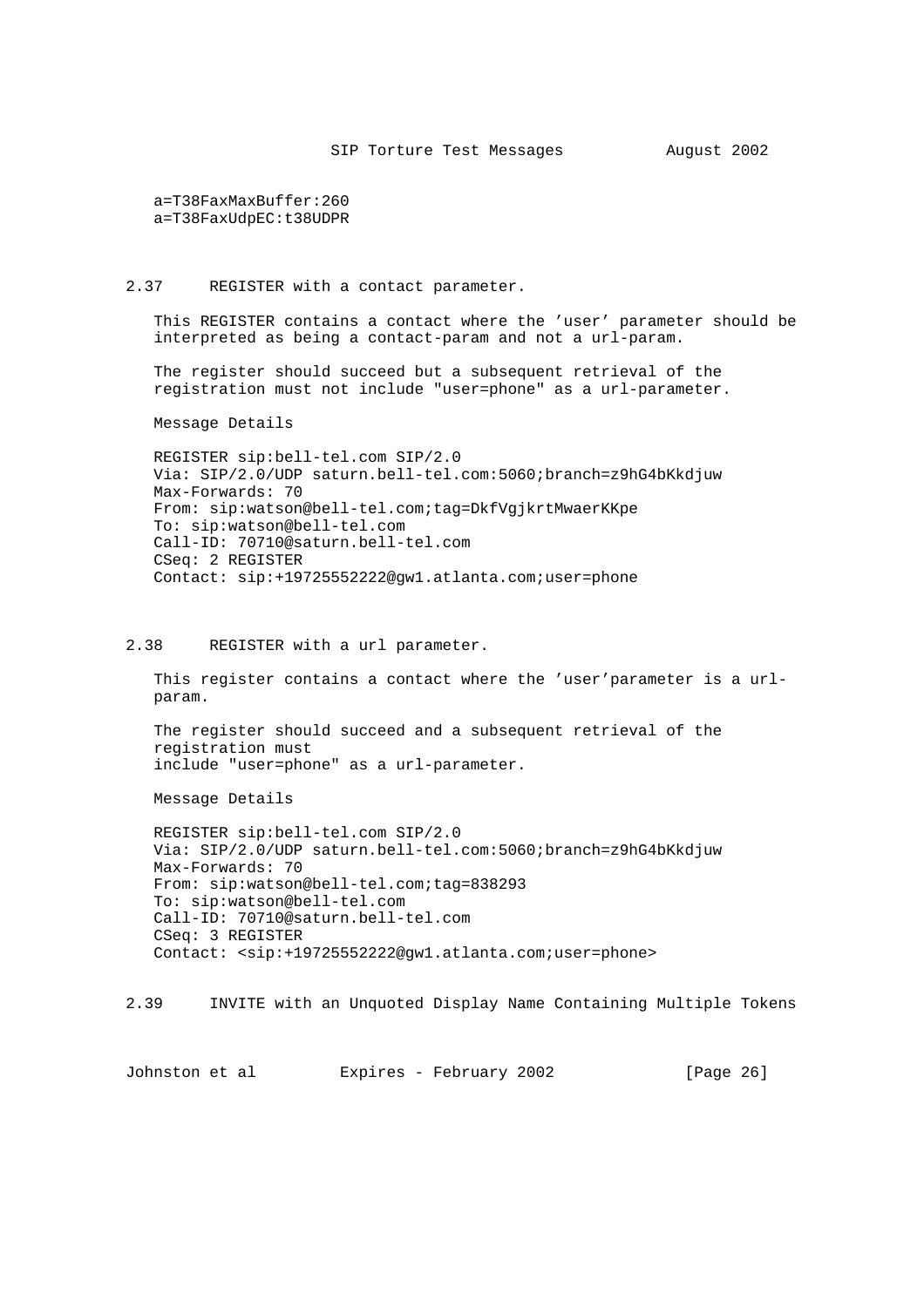```
a=T38FaxMaxBuffer:260
a=T38FaxUdpEC:t38UDPR
```

### 2.37 REGISTER with a contact parameter.

This REGISTER contains a contact where the ’user’ parameter should be interpreted as being a contact-param and not a url-param.

The register should succeed but a subsequent retrieval of the registration must not include "user=phone" as a url-parameter.

Message Details

```
REGISTER sip:bell-tel.com SIP/2.0
Via: SIP/2.0/UDP saturn.bell-tel.com:5060;branch=z9hG4bKkdjuw
Max-Forwards: 70
From: sip:watson@bell-tel.com;tag=DkfVgjkrtMwaerKKpe
To: sip:watson@bell-tel.com
Call-ID: 70710@saturn.bell-tel.com
CSeq: 2 REGISTER
Contact: sip:+19725552222@gw1.atlanta.com;user=phone
```

### 2.38 REGISTER with a url parameter.

This register contains a contact where the ’user’parameter is a url-param.

The register should succeed and a subsequent retrieval of the registration must include "user=phone" as a url-parameter.

Message Details

```
REGISTER sip:bell-tel.com SIP/2.0
Via: SIP/2.0/UDP saturn.bell-tel.com:5060;branch=z9hG4bKkdjuw
Max-Forwards: 70
From: sip:watson@bell-tel.com;tag=838293
To: sip:watson@bell-tel.com
Call-ID: 70710@saturn.bell-tel.com
CSeq: 3 REGISTER
Contact: <sip:+19725552222@gw1.atlanta.com;user=phone>
```

### 2.39 INVITE with an Unquoted Display Name Containing Multiple Tokens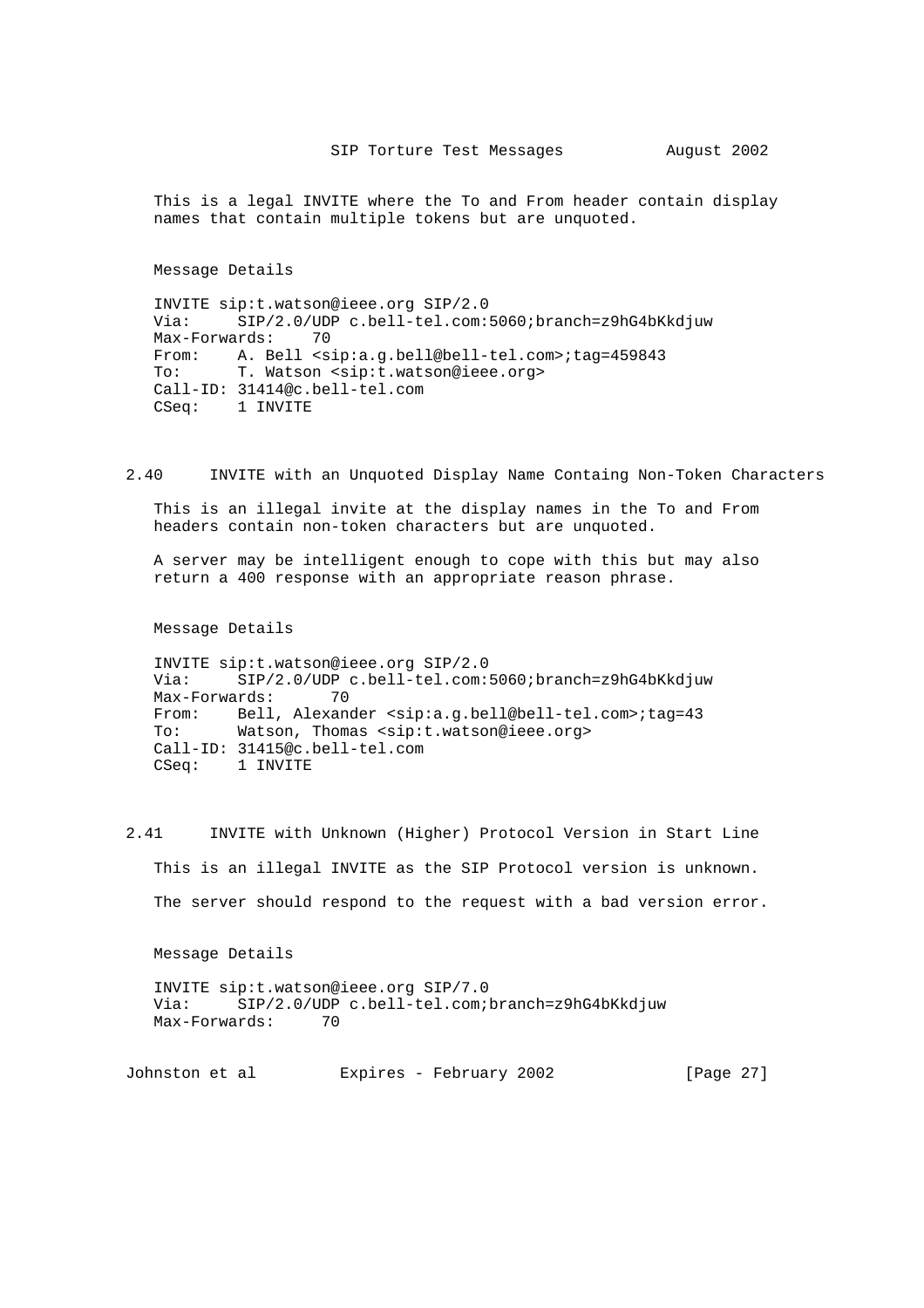This is a legal INVITE where the To and From header contain display names that contain multiple tokens but are unquoted.

Message Details

```
INVITE sip:t.watson@ieee.org SIP/2.0
Via:     SIP/2.0/UDP c.bell-tel.com:5060;branch=z9hG4bKkdjuw
Max-Forwards:    70
From:    A. Bell <sip:a.g.bell@bell-tel.com>;tag=459843
To:      T. Watson <sip:t.watson@ieee.org>
Call-ID: 31414@c.bell-tel.com
CSeq:    1 INVITE
```

## 2.40 INVITE with an Unquoted Display Name Containg Non-Token Characters

This is an illegal invite at the display names in the To and From headers contain non-token characters but are unquoted.

A server may be intelligent enough to cope with this but may also return a 400 response with an appropriate reason phrase.

Message Details

```
INVITE sip:t.watson@ieee.org SIP/2.0
Via:     SIP/2.0/UDP c.bell-tel.com:5060;branch=z9hG4bKkdjuw
Max-Forwards:      70
From:    Bell, Alexander <sip:a.g.bell@bell-tel.com>;tag=43
To:      Watson, Thomas <sip:t.watson@ieee.org>
Call-ID: 31415@c.bell-tel.com
CSeq:    1 INVITE
```

## 2.41 INVITE with Unknown (Higher) Protocol Version in Start Line

This is an illegal INVITE as the SIP Protocol version is unknown.

The server should respond to the request with a bad version error.

Message Details

```
INVITE sip:t.watson@ieee.org SIP/7.0
Via:     SIP/2.0/UDP c.bell-tel.com;branch=z9hG4bKkdjuw
Max-Forwards:     70
```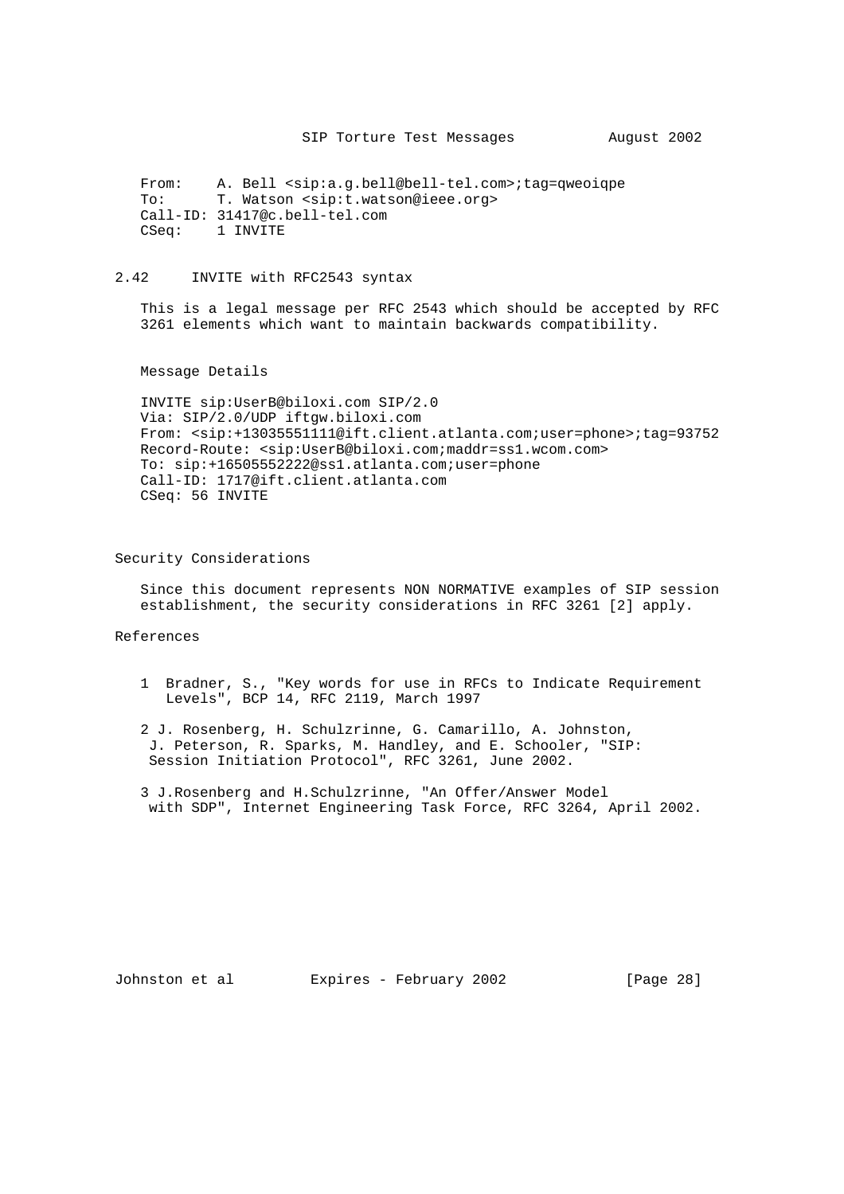```
From:    A. Bell <sip:a.g.bell@bell-tel.com>;tag=qweoiqpe
To:      T. Watson <sip:t.watson@ieee.org>
Call-ID: 31417@c.bell-tel.com
CSeq:    1 INVITE
```

## 2.42 INVITE with RFC2543 syntax

This is a legal message per RFC 2543 which should be accepted by RFC 3261 elements which want to maintain backwards compatibility.

Message Details

```
INVITE sip:UserB@biloxi.com SIP/2.0
Via: SIP/2.0/UDP iftgw.biloxi.com
From: <sip:+13035551111@ift.client.atlanta.com;user=phone>;tag=93752
Record-Route: <sip:UserB@biloxi.com;maddr=ss1.wcom.com>
To: sip:+16505552222@ss1.atlanta.com;user=phone
Call-ID: 1717@ift.client.atlanta.com
CSeq: 56 INVITE
```

## Security Considerations

Since this document represents NON NORMATIVE examples of SIP session establishment, the security considerations in RFC 3261 [2] apply.

## References

1 Bradner, S., "Key words for use in RFCs to Indicate Requirement Levels", BCP 14, RFC 2119, March 1997

2 J. Rosenberg, H. Schulzrinne, G. Camarillo, A. Johnston, J. Peterson, R. Sparks, M. Handley, and E. Schooler, "SIP: Session Initiation Protocol", RFC 3261, June 2002.

3 J.Rosenberg and H.Schulzrinne, "An Offer/Answer Model with SDP", Internet Engineering Task Force, RFC 3264, April 2002.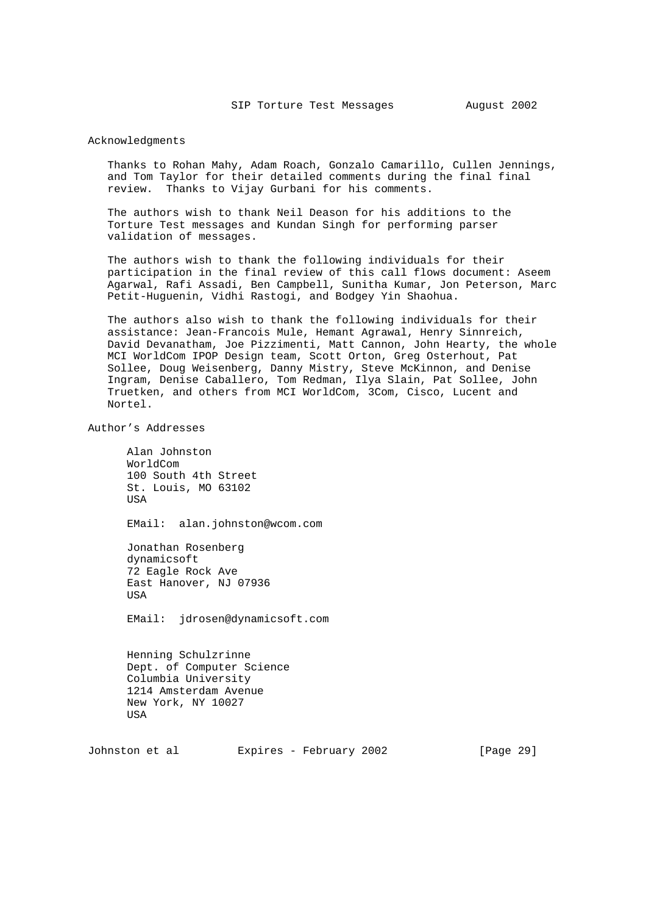## Acknowledgments

Thanks to Rohan Mahy, Adam Roach, Gonzalo Camarillo, Cullen Jennings, and Tom Taylor for their detailed comments during the final final review. Thanks to Vijay Gurbani for his comments.

The authors wish to thank Neil Deason for his additions to the Torture Test messages and Kundan Singh for performing parser validation of messages.

The authors wish to thank the following individuals for their participation in the final review of this call flows document: Aseem Agarwal, Rafi Assadi, Ben Campbell, Sunitha Kumar, Jon Peterson, Marc Petit-Huguenin, Vidhi Rastogi, and Bodgey Yin Shaohua.

The authors also wish to thank the following individuals for their assistance: Jean-Francois Mule, Hemant Agrawal, Henry Sinnreich, David Devanatham, Joe Pizzimenti, Matt Cannon, John Hearty, the whole MCI WorldCom IPOP Design team, Scott Orton, Greg Osterhout, Pat Sollee, Doug Weisenberg, Danny Mistry, Steve McKinnon, and Denise Ingram, Denise Caballero, Tom Redman, Ilya Slain, Pat Sollee, John Truetken, and others from MCI WorldCom, 3Com, Cisco, Lucent and Nortel.

## Author's Addresses

Alan Johnston
WorldCom
100 South 4th Street
St. Louis, MO 63102
USA

EMail: alan.johnston@wcom.com

Jonathan Rosenberg
dynamicsoft
72 Eagle Rock Ave
East Hanover, NJ 07936
USA

EMail: jdrosen@dynamicsoft.com

Henning Schulzrinne
Dept. of Computer Science
Columbia University
1214 Amsterdam Avenue
New York, NY 10027
USA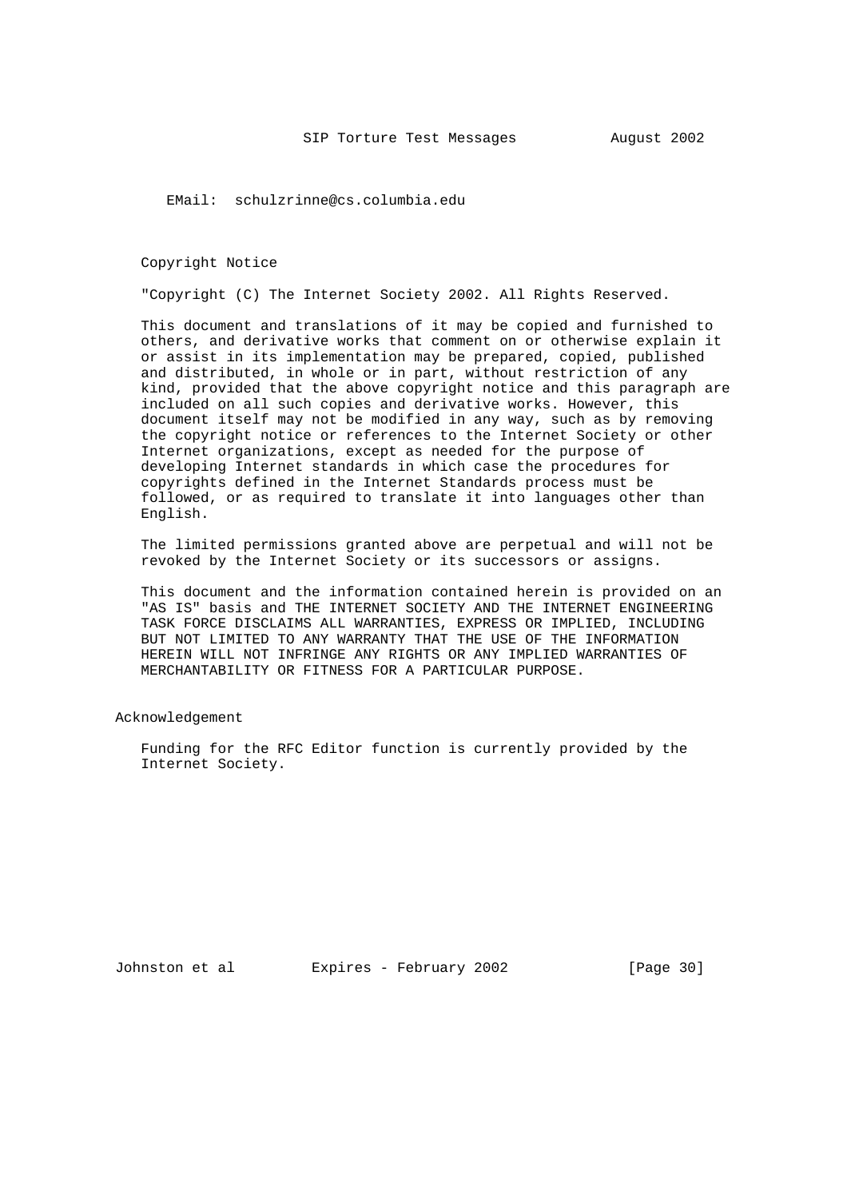EMail: schulzrinne@cs.columbia.edu

## Copyright Notice

"Copyright (C) The Internet Society 2002. All Rights Reserved.

This document and translations of it may be copied and furnished to others, and derivative works that comment on or otherwise explain it or assist in its implementation may be prepared, copied, published and distributed, in whole or in part, without restriction of any kind, provided that the above copyright notice and this paragraph are included on all such copies and derivative works. However, this document itself may not be modified in any way, such as by removing the copyright notice or references to the Internet Society or other Internet organizations, except as needed for the purpose of developing Internet standards in which case the procedures for copyrights defined in the Internet Standards process must be followed, or as required to translate it into languages other than English.

The limited permissions granted above are perpetual and will not be revoked by the Internet Society or its successors or assigns.

This document and the information contained herein is provided on an "AS IS" basis and THE INTERNET SOCIETY AND THE INTERNET ENGINEERING TASK FORCE DISCLAIMS ALL WARRANTIES, EXPRESS OR IMPLIED, INCLUDING BUT NOT LIMITED TO ANY WARRANTY THAT THE USE OF THE INFORMATION HEREIN WILL NOT INFRINGE ANY RIGHTS OR ANY IMPLIED WARRANTIES OF MERCHANTABILITY OR FITNESS FOR A PARTICULAR PURPOSE.

## Acknowledgement

Funding for the RFC Editor function is currently provided by the Internet Society.